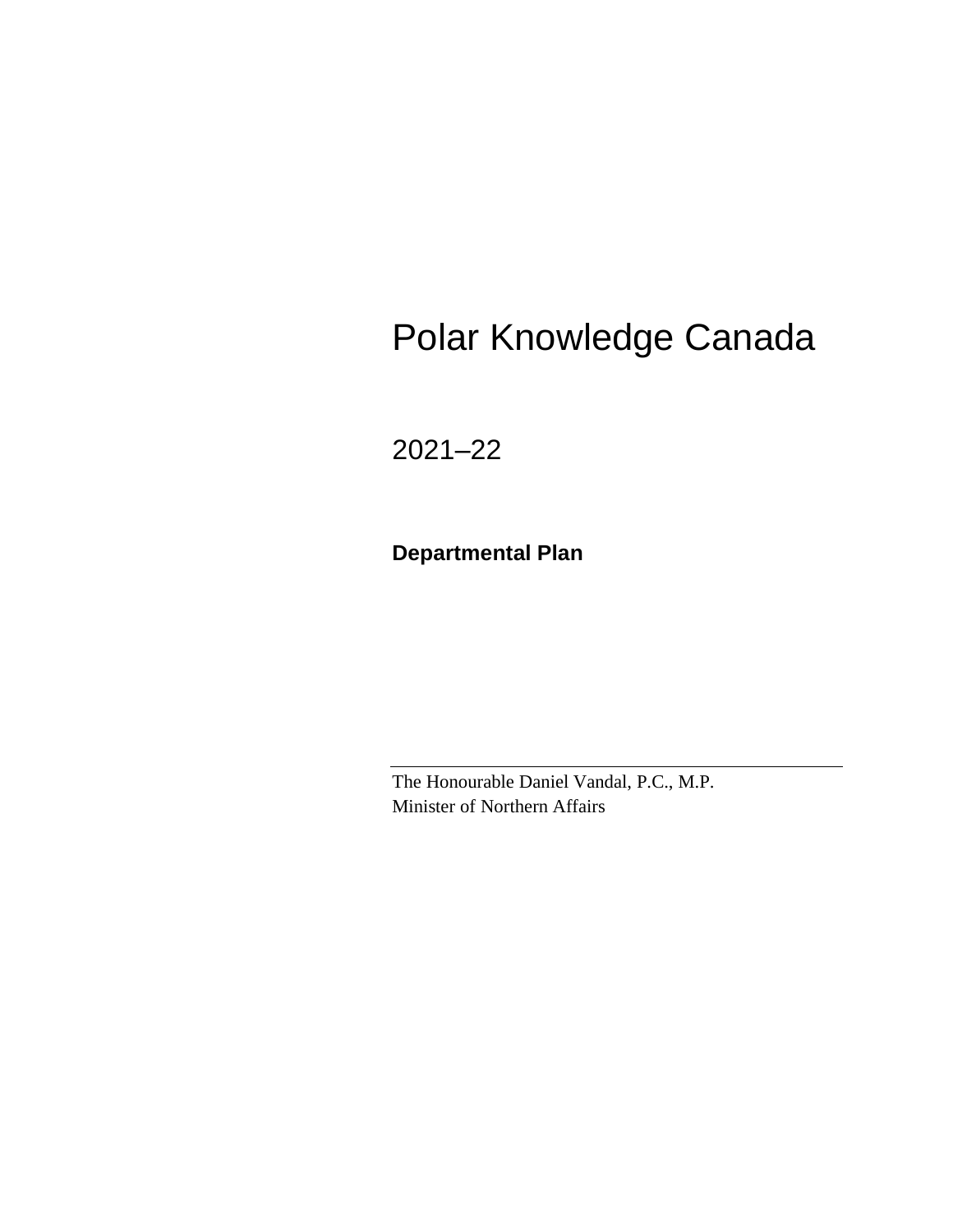# Polar Knowledge Canada

## 2021–22

**Departmental Plan**

---

The Honourable Daniel Vandal, P.C., M.P.
Minister of Northern Affairs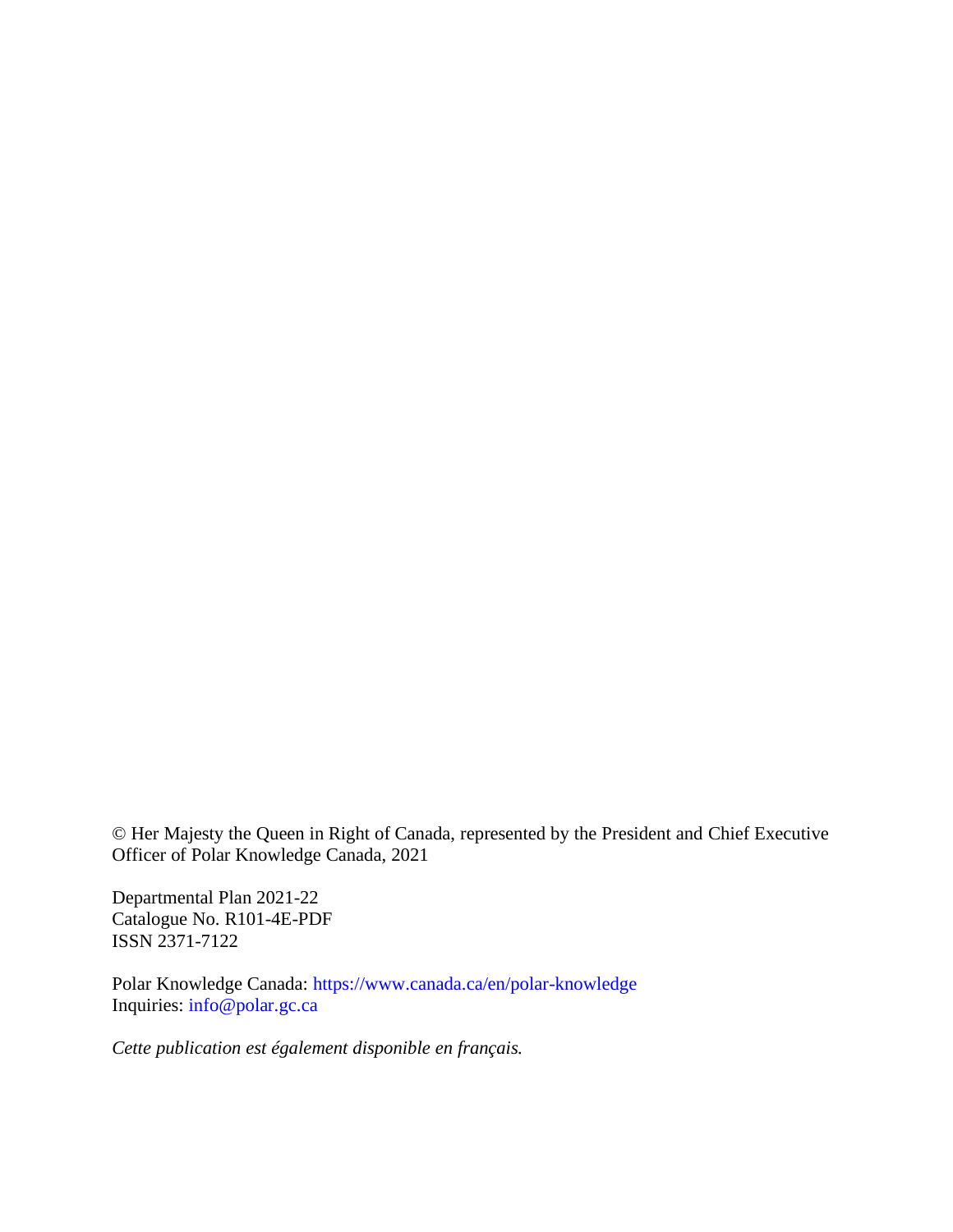© Her Majesty the Queen in Right of Canada, represented by the President and Chief Executive Officer of Polar Knowledge Canada, 2021

Departmental Plan 2021-22
Catalogue No. R101-4E-PDF
ISSN 2371-7122

Polar Knowledge Canada: https://www.canada.ca/en/polar-knowledge
Inquiries: info@polar.gc.ca

*Cette publication est également disponible en français.*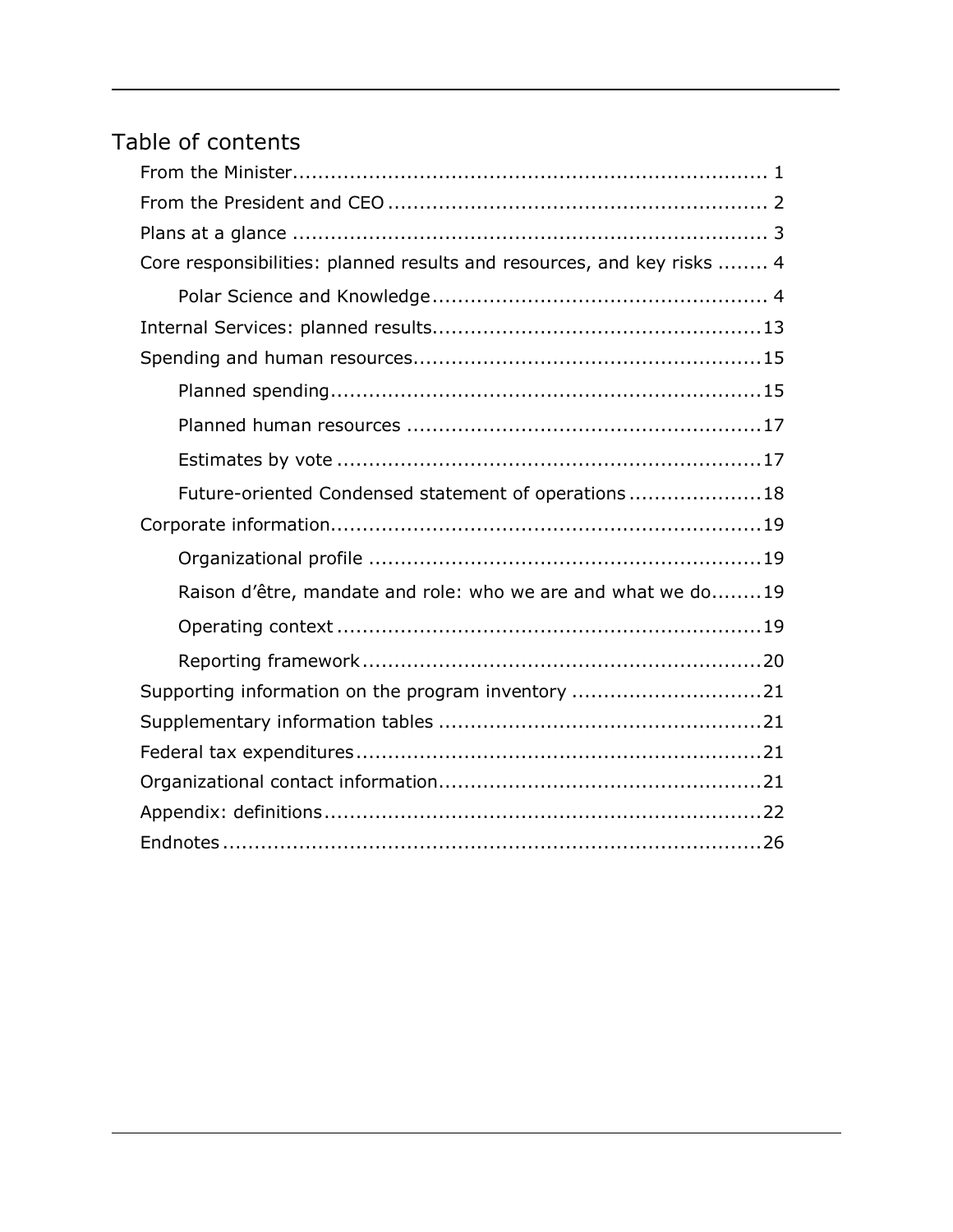# Table of contents

- From the Minister ........ 1
- From the President and CEO ........ 2
- Plans at a glance ........ 3
- Core responsibilities: planned results and resources, and key risks ........ 4
  - Polar Science and Knowledge ........ 4
- Internal Services: planned results ........ 13
- Spending and human resources ........ 15
  - Planned spending ........ 15
  - Planned human resources ........ 17
  - Estimates by vote ........ 17
  - Future-oriented Condensed statement of operations ........ 18
- Corporate information ........ 19
  - Organizational profile ........ 19
  - Raison d'être, mandate and role: who we are and what we do ........ 19
  - Operating context ........ 19
  - Reporting framework ........ 20
- Supporting information on the program inventory ........ 21
- Supplementary information tables ........ 21
- Federal tax expenditures ........ 21
- Organizational contact information ........ 21
- Appendix: definitions ........ 22
- Endnotes ........ 26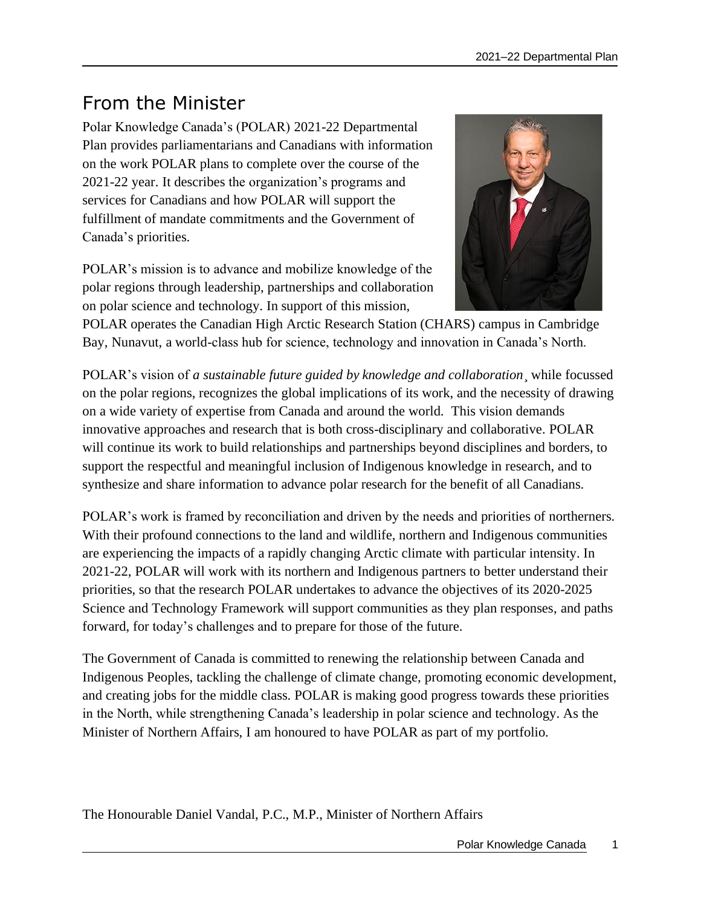# From the Minister

Polar Knowledge Canada's (POLAR) 2021-22 Departmental Plan provides parliamentarians and Canadians with information on the work POLAR plans to complete over the course of the 2021-22 year. It describes the organization's programs and services for Canadians and how POLAR will support the fulfillment of mandate commitments and the Government of Canada's priorities.

POLAR's mission is to advance and mobilize knowledge of the polar regions through leadership, partnerships and collaboration on polar science and technology. In support of this mission, POLAR operates the Canadian High Arctic Research Station (CHARS) campus in Cambridge Bay, Nunavut, a world-class hub for science, technology and innovation in Canada's North.

POLAR's vision of *a sustainable future guided by knowledge and collaboration*¸ while focussed on the polar regions, recognizes the global implications of its work, and the necessity of drawing on a wide variety of expertise from Canada and around the world. This vision demands innovative approaches and research that is both cross-disciplinary and collaborative. POLAR will continue its work to build relationships and partnerships beyond disciplines and borders, to support the respectful and meaningful inclusion of Indigenous knowledge in research, and to synthesize and share information to advance polar research for the benefit of all Canadians.

POLAR's work is framed by reconciliation and driven by the needs and priorities of northerners. With their profound connections to the land and wildlife, northern and Indigenous communities are experiencing the impacts of a rapidly changing Arctic climate with particular intensity. In 2021-22, POLAR will work with its northern and Indigenous partners to better understand their priorities, so that the research POLAR undertakes to advance the objectives of its 2020-2025 Science and Technology Framework will support communities as they plan responses, and paths forward, for today's challenges and to prepare for those of the future.

The Government of Canada is committed to renewing the relationship between Canada and Indigenous Peoples, tackling the challenge of climate change, promoting economic development, and creating jobs for the middle class. POLAR is making good progress towards these priorities in the North, while strengthening Canada's leadership in polar science and technology. As the Minister of Northern Affairs, I am honoured to have POLAR as part of my portfolio.

The Honourable Daniel Vandal, P.C., M.P., Minister of Northern Affairs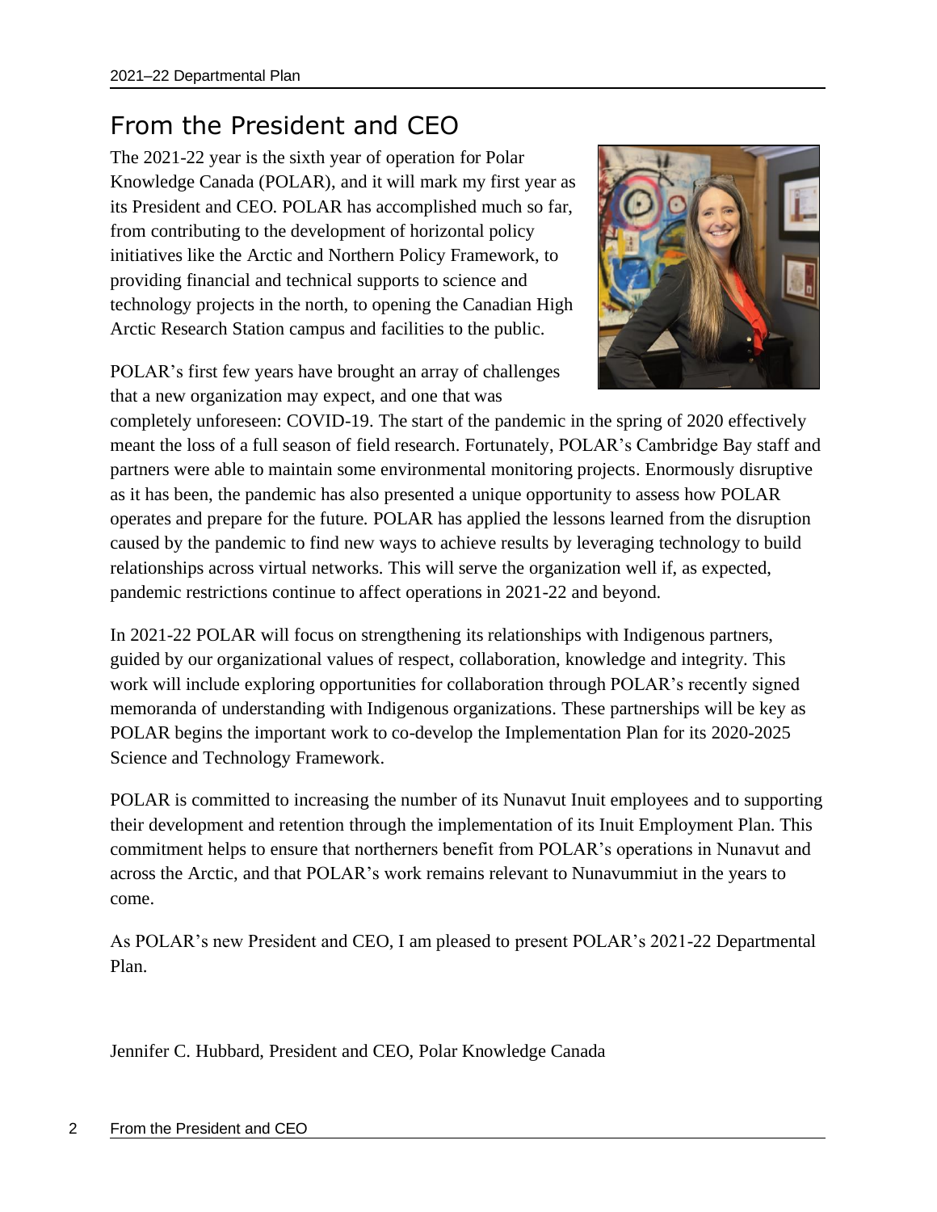# From the President and CEO

The 2021-22 year is the sixth year of operation for Polar Knowledge Canada (POLAR), and it will mark my first year as its President and CEO. POLAR has accomplished much so far, from contributing to the development of horizontal policy initiatives like the Arctic and Northern Policy Framework, to providing financial and technical supports to science and technology projects in the north, to opening the Canadian High Arctic Research Station campus and facilities to the public.

POLAR's first few years have brought an array of challenges that a new organization may expect, and one that was completely unforeseen: COVID-19. The start of the pandemic in the spring of 2020 effectively meant the loss of a full season of field research. Fortunately, POLAR's Cambridge Bay staff and partners were able to maintain some environmental monitoring projects. Enormously disruptive as it has been, the pandemic has also presented a unique opportunity to assess how POLAR operates and prepare for the future. POLAR has applied the lessons learned from the disruption caused by the pandemic to find new ways to achieve results by leveraging technology to build relationships across virtual networks. This will serve the organization well if, as expected, pandemic restrictions continue to affect operations in 2021-22 and beyond.

In 2021-22 POLAR will focus on strengthening its relationships with Indigenous partners, guided by our organizational values of respect, collaboration, knowledge and integrity. This work will include exploring opportunities for collaboration through POLAR's recently signed memoranda of understanding with Indigenous organizations. These partnerships will be key as POLAR begins the important work to co-develop the Implementation Plan for its 2020-2025 Science and Technology Framework.

POLAR is committed to increasing the number of its Nunavut Inuit employees and to supporting their development and retention through the implementation of its Inuit Employment Plan. This commitment helps to ensure that northerners benefit from POLAR's operations in Nunavut and across the Arctic, and that POLAR's work remains relevant to Nunavummiut in the years to come.

As POLAR's new President and CEO, I am pleased to present POLAR's 2021-22 Departmental Plan.

Jennifer C. Hubbard, President and CEO, Polar Knowledge Canada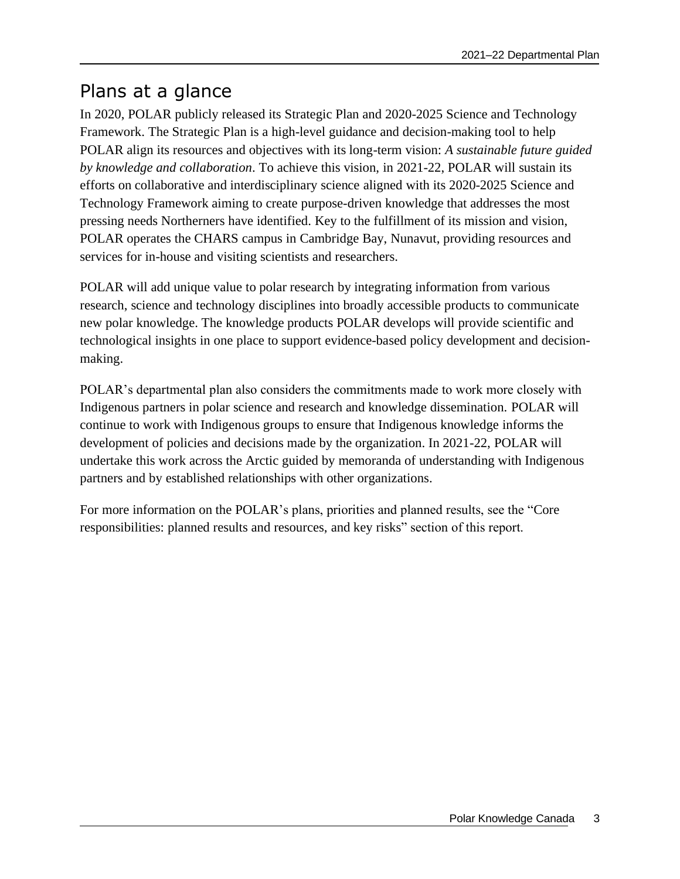## Plans at a glance

In 2020, POLAR publicly released its Strategic Plan and 2020-2025 Science and Technology Framework. The Strategic Plan is a high-level guidance and decision-making tool to help POLAR align its resources and objectives with its long-term vision: *A sustainable future guided by knowledge and collaboration*. To achieve this vision, in 2021-22, POLAR will sustain its efforts on collaborative and interdisciplinary science aligned with its 2020-2025 Science and Technology Framework aiming to create purpose-driven knowledge that addresses the most pressing needs Northerners have identified. Key to the fulfillment of its mission and vision, POLAR operates the CHARS campus in Cambridge Bay, Nunavut, providing resources and services for in-house and visiting scientists and researchers.

POLAR will add unique value to polar research by integrating information from various research, science and technology disciplines into broadly accessible products to communicate new polar knowledge. The knowledge products POLAR develops will provide scientific and technological insights in one place to support evidence-based policy development and decision-making.

POLAR's departmental plan also considers the commitments made to work more closely with Indigenous partners in polar science and research and knowledge dissemination. POLAR will continue to work with Indigenous groups to ensure that Indigenous knowledge informs the development of policies and decisions made by the organization. In 2021-22, POLAR will undertake this work across the Arctic guided by memoranda of understanding with Indigenous partners and by established relationships with other organizations.

For more information on the POLAR's plans, priorities and planned results, see the "Core responsibilities: planned results and resources, and key risks" section of this report.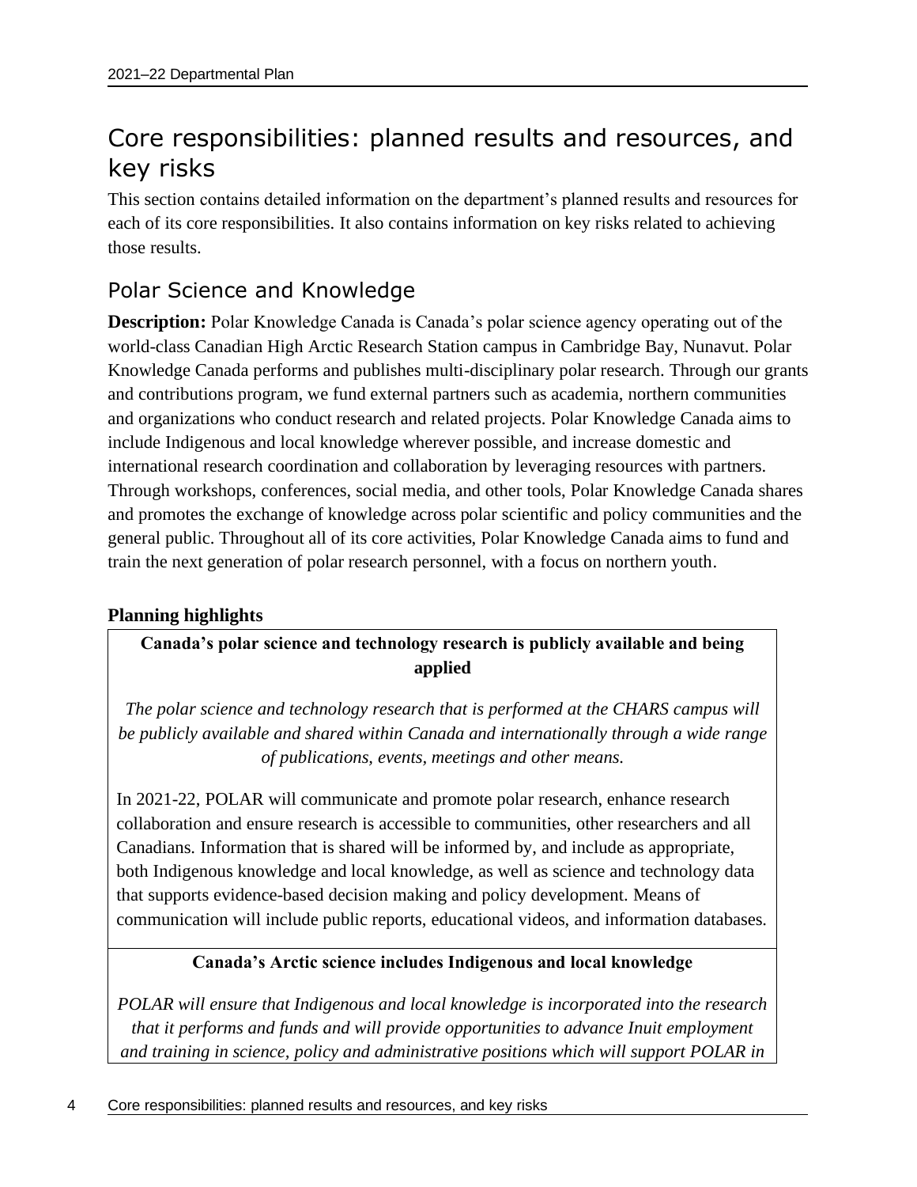# Core responsibilities: planned results and resources, and key risks

This section contains detailed information on the department's planned results and resources for each of its core responsibilities. It also contains information on key risks related to achieving those results.

## Polar Science and Knowledge

**Description:** Polar Knowledge Canada is Canada's polar science agency operating out of the world-class Canadian High Arctic Research Station campus in Cambridge Bay, Nunavut. Polar Knowledge Canada performs and publishes multi-disciplinary polar research. Through our grants and contributions program, we fund external partners such as academia, northern communities and organizations who conduct research and related projects. Polar Knowledge Canada aims to include Indigenous and local knowledge wherever possible, and increase domestic and international research coordination and collaboration by leveraging resources with partners. Through workshops, conferences, social media, and other tools, Polar Knowledge Canada shares and promotes the exchange of knowledge across polar scientific and policy communities and the general public. Throughout all of its core activities, Polar Knowledge Canada aims to fund and train the next generation of polar research personnel, with a focus on northern youth.

### Planning highlights

**Canada's polar science and technology research is publicly available and being applied**

*The polar science and technology research that is performed at the CHARS campus will be publicly available and shared within Canada and internationally through a wide range of publications, events, meetings and other means.*

In 2021-22, POLAR will communicate and promote polar research, enhance research collaboration and ensure research is accessible to communities, other researchers and all Canadians. Information that is shared will be informed by, and include as appropriate, both Indigenous knowledge and local knowledge, as well as science and technology data that supports evidence-based decision making and policy development. Means of communication will include public reports, educational videos, and information databases.

**Canada's Arctic science includes Indigenous and local knowledge**

*POLAR will ensure that Indigenous and local knowledge is incorporated into the research that it performs and funds and will provide opportunities to advance Inuit employment and training in science, policy and administrative positions which will support POLAR in*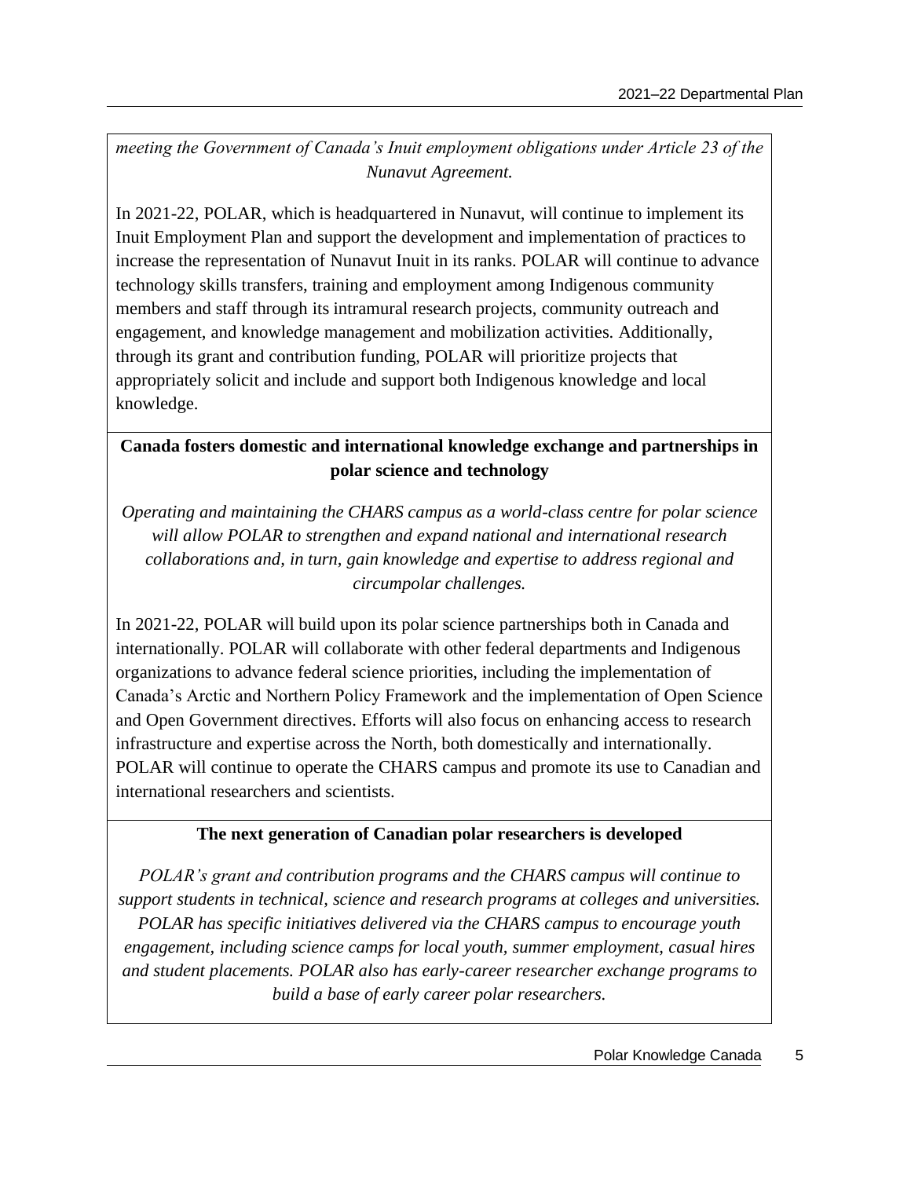*meeting the Government of Canada's Inuit employment obligations under Article 23 of the Nunavut Agreement.*

In 2021-22, POLAR, which is headquartered in Nunavut, will continue to implement its Inuit Employment Plan and support the development and implementation of practices to increase the representation of Nunavut Inuit in its ranks. POLAR will continue to advance technology skills transfers, training and employment among Indigenous community members and staff through its intramural research projects, community outreach and engagement, and knowledge management and mobilization activities. Additionally, through its grant and contribution funding, POLAR will prioritize projects that appropriately solicit and include and support both Indigenous knowledge and local knowledge.

**Canada fosters domestic and international knowledge exchange and partnerships in polar science and technology**

*Operating and maintaining the CHARS campus as a world-class centre for polar science will allow POLAR to strengthen and expand national and international research collaborations and, in turn, gain knowledge and expertise to address regional and circumpolar challenges.*

In 2021-22, POLAR will build upon its polar science partnerships both in Canada and internationally. POLAR will collaborate with other federal departments and Indigenous organizations to advance federal science priorities, including the implementation of Canada's Arctic and Northern Policy Framework and the implementation of Open Science and Open Government directives. Efforts will also focus on enhancing access to research infrastructure and expertise across the North, both domestically and internationally. POLAR will continue to operate the CHARS campus and promote its use to Canadian and international researchers and scientists.

**The next generation of Canadian polar researchers is developed**

*POLAR's grant and contribution programs and the CHARS campus will continue to support students in technical, science and research programs at colleges and universities. POLAR has specific initiatives delivered via the CHARS campus to encourage youth engagement, including science camps for local youth, summer employment, casual hires and student placements. POLAR also has early-career researcher exchange programs to build a base of early career polar researchers.*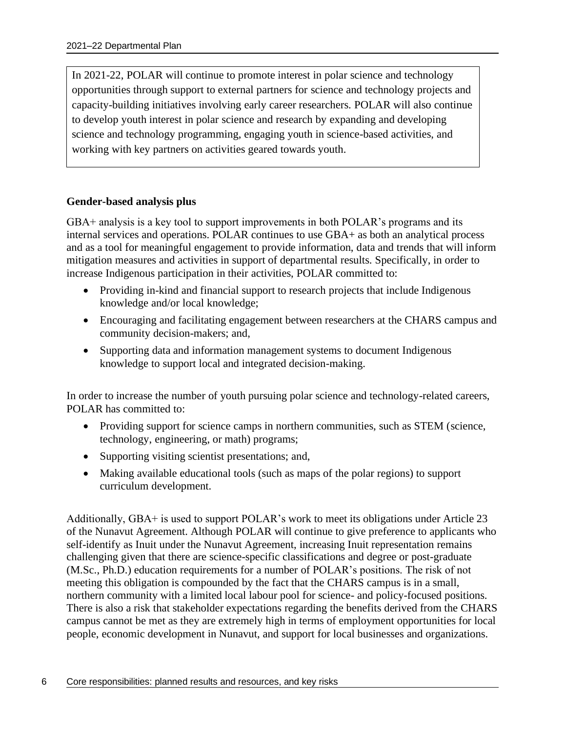In 2021-22, POLAR will continue to promote interest in polar science and technology opportunities through support to external partners for science and technology projects and capacity-building initiatives involving early career researchers. POLAR will also continue to develop youth interest in polar science and research by expanding and developing science and technology programming, engaging youth in science-based activities, and working with key partners on activities geared towards youth.

**Gender-based analysis plus**

GBA+ analysis is a key tool to support improvements in both POLAR's programs and its internal services and operations. POLAR continues to use GBA+ as both an analytical process and as a tool for meaningful engagement to provide information, data and trends that will inform mitigation measures and activities in support of departmental results. Specifically, in order to increase Indigenous participation in their activities, POLAR committed to:

- Providing in-kind and financial support to research projects that include Indigenous knowledge and/or local knowledge;
- Encouraging and facilitating engagement between researchers at the CHARS campus and community decision-makers; and,
- Supporting data and information management systems to document Indigenous knowledge to support local and integrated decision-making.

In order to increase the number of youth pursuing polar science and technology-related careers, POLAR has committed to:

- Providing support for science camps in northern communities, such as STEM (science, technology, engineering, or math) programs;
- Supporting visiting scientist presentations; and,
- Making available educational tools (such as maps of the polar regions) to support curriculum development.

Additionally, GBA+ is used to support POLAR's work to meet its obligations under Article 23 of the Nunavut Agreement. Although POLAR will continue to give preference to applicants who self-identify as Inuit under the Nunavut Agreement, increasing Inuit representation remains challenging given that there are science-specific classifications and degree or post-graduate (M.Sc., Ph.D.) education requirements for a number of POLAR's positions. The risk of not meeting this obligation is compounded by the fact that the CHARS campus is in a small, northern community with a limited local labour pool for science- and policy-focused positions. There is also a risk that stakeholder expectations regarding the benefits derived from the CHARS campus cannot be met as they are extremely high in terms of employment opportunities for local people, economic development in Nunavut, and support for local businesses and organizations.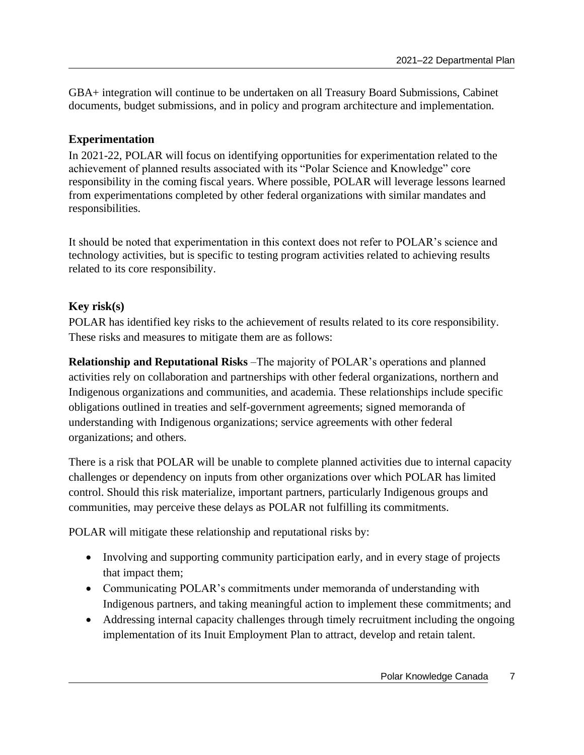GBA+ integration will continue to be undertaken on all Treasury Board Submissions, Cabinet documents, budget submissions, and in policy and program architecture and implementation.

### Experimentation

In 2021-22, POLAR will focus on identifying opportunities for experimentation related to the achievement of planned results associated with its "Polar Science and Knowledge" core responsibility in the coming fiscal years. Where possible, POLAR will leverage lessons learned from experimentations completed by other federal organizations with similar mandates and responsibilities.

It should be noted that experimentation in this context does not refer to POLAR's science and technology activities, but is specific to testing program activities related to achieving results related to its core responsibility.

### Key risk(s)

POLAR has identified key risks to the achievement of results related to its core responsibility. These risks and measures to mitigate them are as follows:

**Relationship and Reputational Risks** –The majority of POLAR's operations and planned activities rely on collaboration and partnerships with other federal organizations, northern and Indigenous organizations and communities, and academia. These relationships include specific obligations outlined in treaties and self-government agreements; signed memoranda of understanding with Indigenous organizations; service agreements with other federal organizations; and others.

There is a risk that POLAR will be unable to complete planned activities due to internal capacity challenges or dependency on inputs from other organizations over which POLAR has limited control. Should this risk materialize, important partners, particularly Indigenous groups and communities, may perceive these delays as POLAR not fulfilling its commitments.

POLAR will mitigate these relationship and reputational risks by:

- Involving and supporting community participation early, and in every stage of projects that impact them;
- Communicating POLAR's commitments under memoranda of understanding with Indigenous partners, and taking meaningful action to implement these commitments; and
- Addressing internal capacity challenges through timely recruitment including the ongoing implementation of its Inuit Employment Plan to attract, develop and retain talent.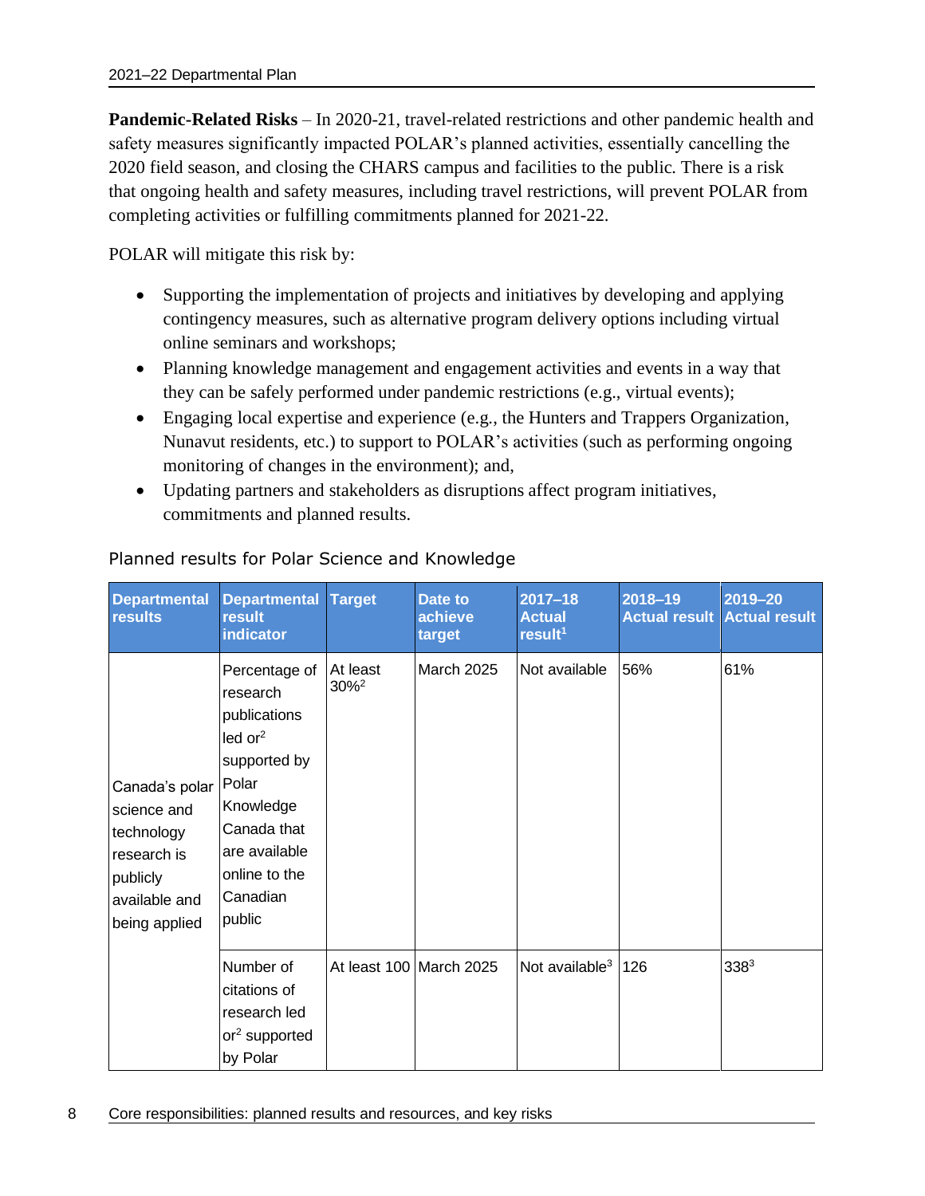**Pandemic-Related Risks** – In 2020-21, travel-related restrictions and other pandemic health and safety measures significantly impacted POLAR's planned activities, essentially cancelling the 2020 field season, and closing the CHARS campus and facilities to the public. There is a risk that ongoing health and safety measures, including travel restrictions, will prevent POLAR from completing activities or fulfilling commitments planned for 2021-22.

POLAR will mitigate this risk by:

- Supporting the implementation of projects and initiatives by developing and applying contingency measures, such as alternative program delivery options including virtual online seminars and workshops;
- Planning knowledge management and engagement activities and events in a way that they can be safely performed under pandemic restrictions (e.g., virtual events);
- Engaging local expertise and experience (e.g., the Hunters and Trappers Organization, Nunavut residents, etc.) to support to POLAR's activities (such as performing ongoing monitoring of changes in the environment); and,
- Updating partners and stakeholders as disruptions affect program initiatives, commitments and planned results.

### Planned results for Polar Science and Knowledge

| Departmental results | Departmental result indicator | Target | Date to achieve target | 2017–18 Actual result[1] | 2018–19 Actual result | 2019–20 Actual result |
|---|---|---|---|---|---|---|
| Canada's polar science and technology research is publicly available and being applied | Percentage of research publications led or[2] supported by Polar Knowledge Canada that are available online to the Canadian public | At least 30%[2] | March 2025 | Not available | 56% | 61% |
| | Number of citations of research led or[2] supported by Polar | At least 100 | March 2025 | Not available[3] | 126 | 338[3] |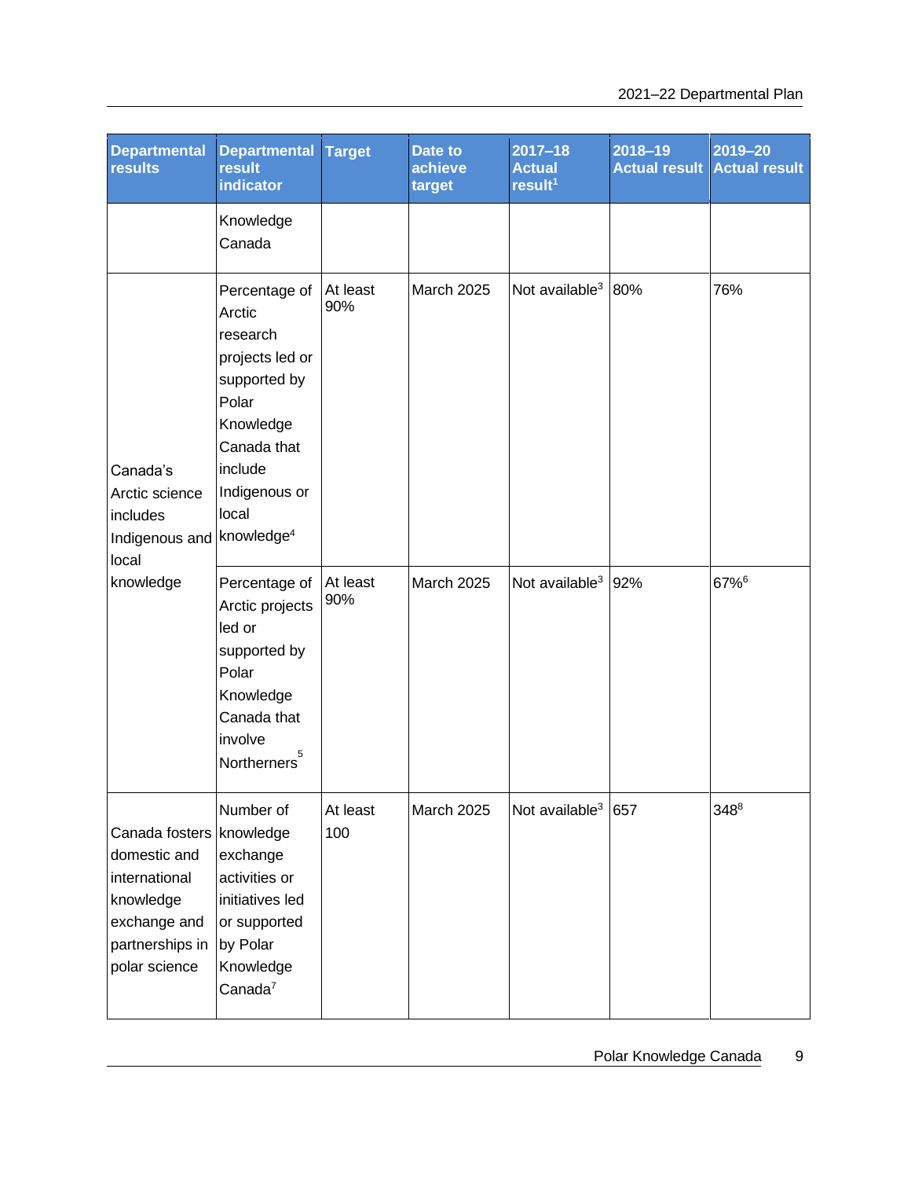| Departmental results | Departmental result indicator | Target | Date to achieve target | 2017–18 Actual result[1] | 2018–19 Actual result | 2019–20 Actual result |
|---|---|---|---|---|---|---|
| | Knowledge Canada | | | | | |
| Canada's Arctic science includes Indigenous and local knowledge | Percentage of Arctic research projects led or supported by Polar Knowledge Canada that include Indigenous or local knowledge[4] | At least 90% | March 2025 | Not available[3] | 80% | 76% |
| | Percentage of Arctic projects led or supported by Polar Knowledge Canada that involve Northerners[5] | At least 90% | March 2025 | Not available[3] | 92% | 67%[6] |
| Canada fosters domestic and international knowledge exchange and partnerships in polar science | Number of knowledge exchange activities or initiatives led or supported by Polar Knowledge Canada[7] | At least 100 | March 2025 | Not available[3] | 657 | 348[8] |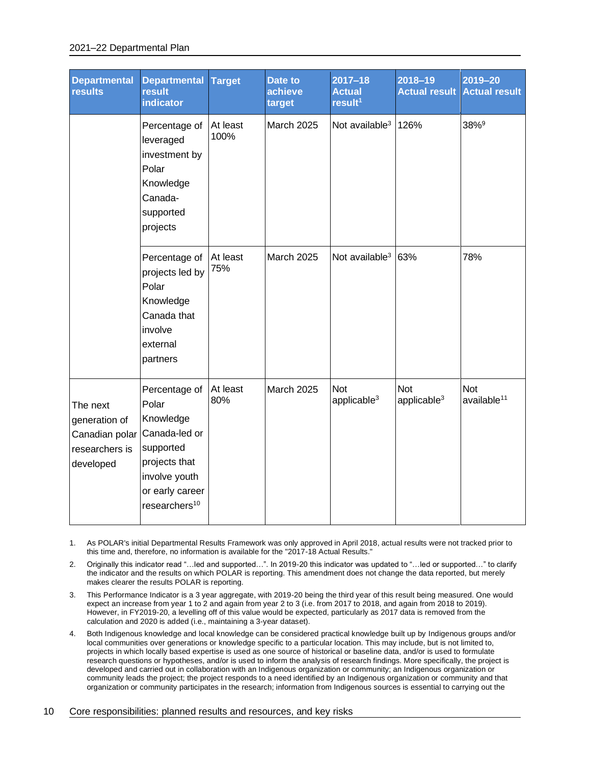| Departmental results | Departmental result indicator | Target | Date to achieve target | 2017–18 Actual result[1] | 2018–19 Actual result | 2019–20 Actual result |
|---|---|---|---|---|---|---|
| | Percentage of leveraged investment by Polar Knowledge Canada-supported projects | At least 100% | March 2025 | Not available[3] | 126% | 38%[9] |
| | Percentage of projects led by Polar Knowledge Canada that involve external partners | At least 75% | March 2025 | Not available[3] | 63% | 78% |
| The next generation of Canadian polar researchers is developed | Percentage of Polar Knowledge Canada-led or supported projects that involve youth or early career researchers[10] | At least 80% | March 2025 | Not applicable[3] | Not applicable[3] | Not available[11] |

1. As POLAR's initial Departmental Results Framework was only approved in April 2018, actual results were not tracked prior to this time and, therefore, no information is available for the "2017-18 Actual Results."
2. Originally this indicator read "…led and supported…". In 2019-20 this indicator was updated to "…led or supported…" to clarify the indicator and the results on which POLAR is reporting. This amendment does not change the data reported, but merely makes clearer the results POLAR is reporting.
3. This Performance Indicator is a 3 year aggregate, with 2019-20 being the third year of this result being measured. One would expect an increase from year 1 to 2 and again from year 2 to 3 (i.e. from 2017 to 2018, and again from 2018 to 2019). However, in FY2019-20, a levelling off of this value would be expected, particularly as 2017 data is removed from the calculation and 2020 is added (i.e., maintaining a 3-year dataset).
4. Both Indigenous knowledge and local knowledge can be considered practical knowledge built up by Indigenous groups and/or local communities over generations or knowledge specific to a particular location. This may include, but is not limited to, projects in which locally based expertise is used as one source of historical or baseline data, and/or is used to formulate research questions or hypotheses, and/or is used to inform the analysis of research findings. More specifically, the project is developed and carried out in collaboration with an Indigenous organization or community; an Indigenous organization or community leads the project; the project responds to a need identified by an Indigenous organization or community and that organization or community participates in the research; information from Indigenous sources is essential to carrying out the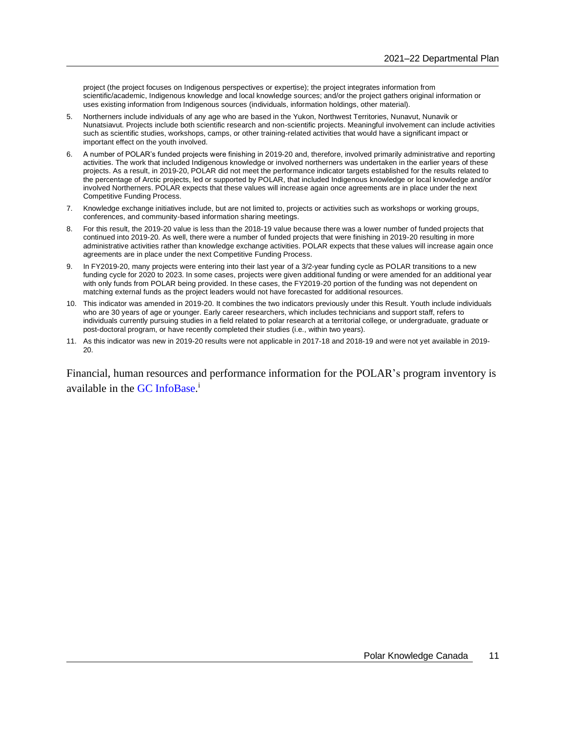project (the project focuses on Indigenous perspectives or expertise); the project integrates information from scientific/academic, Indigenous knowledge and local knowledge sources; and/or the project gathers original information or uses existing information from Indigenous sources (individuals, information holdings, other material).

5. Northerners include individuals of any age who are based in the Yukon, Northwest Territories, Nunavut, Nunavik or Nunatsiavut. Projects include both scientific research and non-scientific projects. Meaningful involvement can include activities such as scientific studies, workshops, camps, or other training-related activities that would have a significant impact or important effect on the youth involved.
6. A number of POLAR's funded projects were finishing in 2019-20 and, therefore, involved primarily administrative and reporting activities. The work that included Indigenous knowledge or involved northerners was undertaken in the earlier years of these projects. As a result, in 2019-20, POLAR did not meet the performance indicator targets established for the results related to the percentage of Arctic projects, led or supported by POLAR, that included Indigenous knowledge or local knowledge and/or involved Northerners. POLAR expects that these values will increase again once agreements are in place under the next Competitive Funding Process.
7. Knowledge exchange initiatives include, but are not limited to, projects or activities such as workshops or working groups, conferences, and community-based information sharing meetings.
8. For this result, the 2019-20 value is less than the 2018-19 value because there was a lower number of funded projects that continued into 2019-20. As well, there were a number of funded projects that were finishing in 2019-20 resulting in more administrative activities rather than knowledge exchange activities. POLAR expects that these values will increase again once agreements are in place under the next Competitive Funding Process.
9. In FY2019-20, many projects were entering into their last year of a 3/2-year funding cycle as POLAR transitions to a new funding cycle for 2020 to 2023. In some cases, projects were given additional funding or were amended for an additional year with only funds from POLAR being provided. In these cases, the FY2019-20 portion of the funding was not dependent on matching external funds as the project leaders would not have forecasted for additional resources.
10. This indicator was amended in 2019-20. It combines the two indicators previously under this Result. Youth include individuals who are 30 years of age or younger. Early career researchers, which includes technicians and support staff, refers to individuals currently pursuing studies in a field related to polar research at a territorial college, or undergraduate, graduate or post-doctoral program, or have recently completed their studies (i.e., within two years).
11. As this indicator was new in 2019-20 results were not applicable in 2017-18 and 2018-19 and were not yet available in 2019-20.

Financial, human resources and performance information for the POLAR's program inventory is available in the GC InfoBase.[i]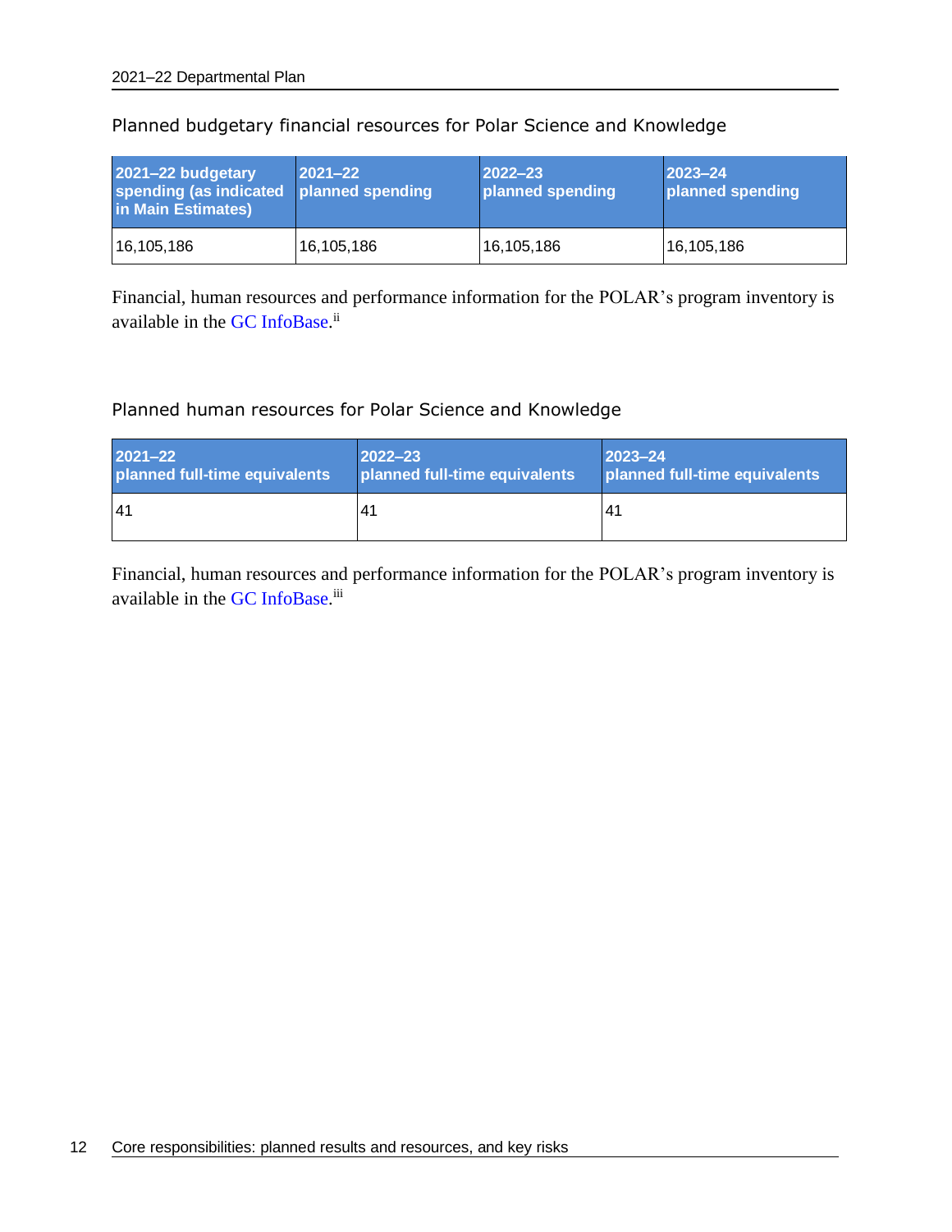Planned budgetary financial resources for Polar Science and Knowledge

| 2021–22 budgetary spending (as indicated in Main Estimates) | 2021–22 planned spending | 2022–23 planned spending | 2023–24 planned spending |
|---|---|---|---|
| 16,105,186 | 16,105,186 | 16,105,186 | 16,105,186 |

Financial, human resources and performance information for the POLAR's program inventory is available in the GC InfoBase.[ii]

Planned human resources for Polar Science and Knowledge

| 2021–22 planned full-time equivalents | 2022–23 planned full-time equivalents | 2023–24 planned full-time equivalents |
|---|---|---|
| 41 | 41 | 41 |

Financial, human resources and performance information for the POLAR's program inventory is available in the GC InfoBase.[iii]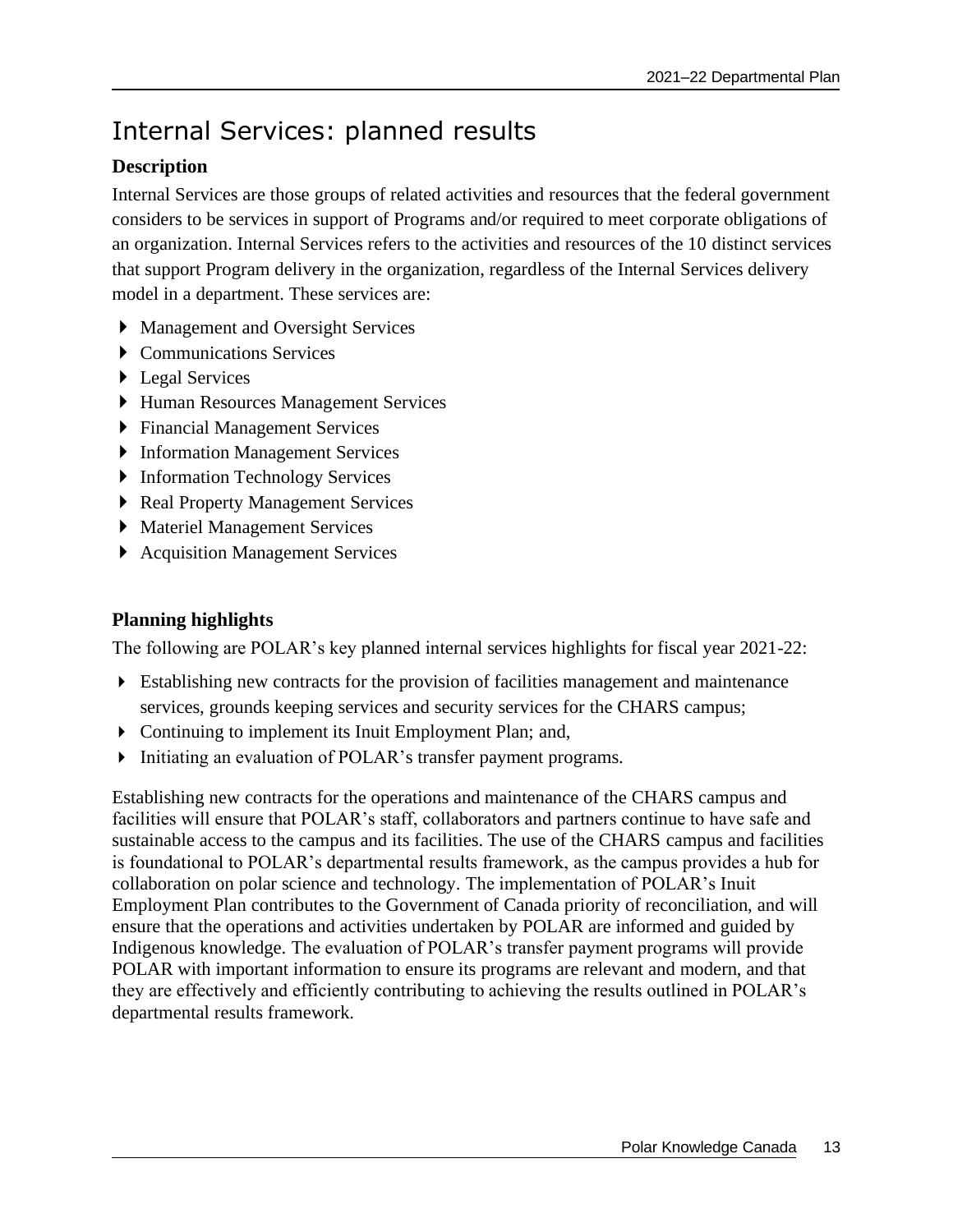## Internal Services: planned results

### Description

Internal Services are those groups of related activities and resources that the federal government considers to be services in support of Programs and/or required to meet corporate obligations of an organization. Internal Services refers to the activities and resources of the 10 distinct services that support Program delivery in the organization, regardless of the Internal Services delivery model in a department. These services are:

- Management and Oversight Services
- Communications Services
- Legal Services
- Human Resources Management Services
- Financial Management Services
- Information Management Services
- Information Technology Services
- Real Property Management Services
- Materiel Management Services
- Acquisition Management Services

### Planning highlights

The following are POLAR's key planned internal services highlights for fiscal year 2021-22:

- Establishing new contracts for the provision of facilities management and maintenance services, grounds keeping services and security services for the CHARS campus;
- Continuing to implement its Inuit Employment Plan; and,
- Initiating an evaluation of POLAR's transfer payment programs.

Establishing new contracts for the operations and maintenance of the CHARS campus and facilities will ensure that POLAR's staff, collaborators and partners continue to have safe and sustainable access to the campus and its facilities. The use of the CHARS campus and facilities is foundational to POLAR's departmental results framework, as the campus provides a hub for collaboration on polar science and technology. The implementation of POLAR's Inuit Employment Plan contributes to the Government of Canada priority of reconciliation, and will ensure that the operations and activities undertaken by POLAR are informed and guided by Indigenous knowledge. The evaluation of POLAR's transfer payment programs will provide POLAR with important information to ensure its programs are relevant and modern, and that they are effectively and efficiently contributing to achieving the results outlined in POLAR's departmental results framework.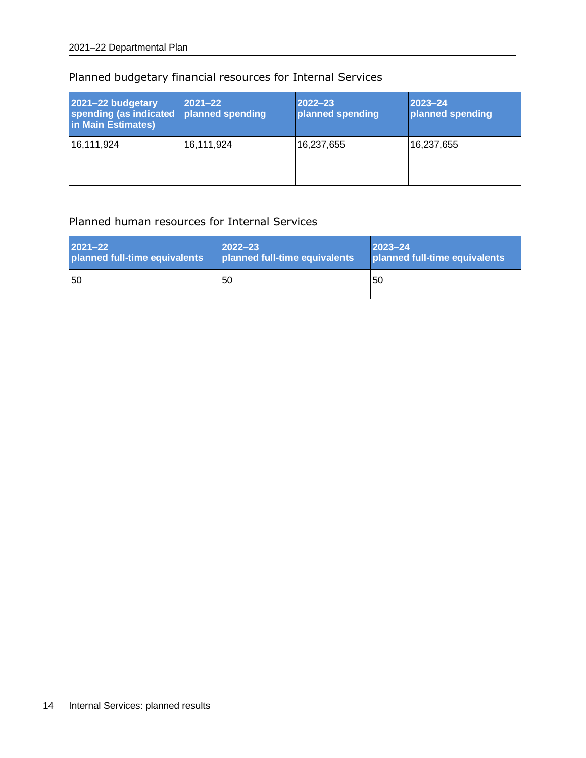### Planned budgetary financial resources for Internal Services

| 2021–22 budgetary spending (as indicated in Main Estimates) | 2021–22 planned spending | 2022–23 planned spending | 2023–24 planned spending |
|---|---|---|---|
| 16,111,924 | 16,111,924 | 16,237,655 | 16,237,655 |

### Planned human resources for Internal Services

| 2021–22 planned full-time equivalents | 2022–23 planned full-time equivalents | 2023–24 planned full-time equivalents |
|---|---|---|
| 50 | 50 | 50 |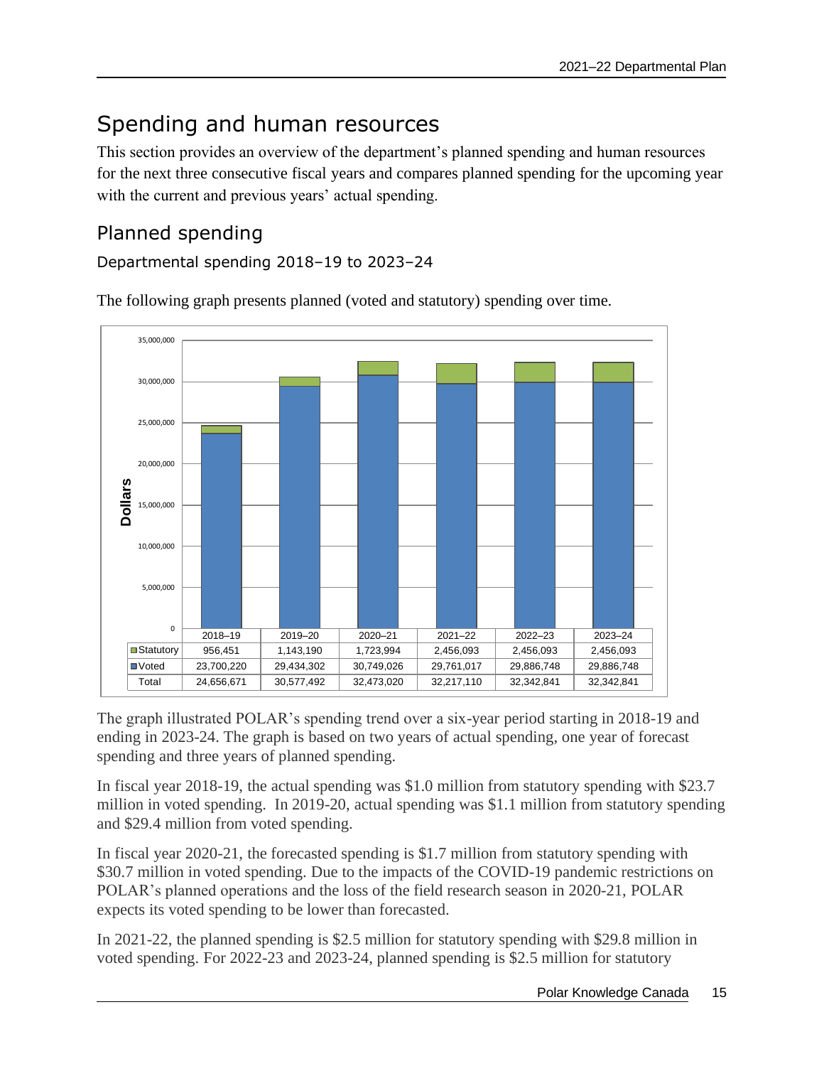# Spending and human resources

This section provides an overview of the department's planned spending and human resources for the next three consecutive fiscal years and compares planned spending for the upcoming year with the current and previous years' actual spending.

## Planned spending

### Departmental spending 2018–19 to 2023–24

The following graph presents planned (voted and statutory) spending over time.

| | 2018–19 | 2019–20 | 2020–21 | 2021–22 | 2022–23 | 2023–24 |
|---|---|---|---|---|---|---|
| Statutory | 956,451 | 1,143,190 | 1,723,994 | 2,456,093 | 2,456,093 | 2,456,093 |
| Voted | 23,700,220 | 29,434,302 | 30,749,026 | 29,761,017 | 29,886,748 | 29,886,748 |
| Total | 24,656,671 | 30,577,492 | 32,473,020 | 32,217,110 | 32,342,841 | 32,342,841 |

The graph illustrated POLAR's spending trend over a six-year period starting in 2018-19 and ending in 2023-24. The graph is based on two years of actual spending, one year of forecast spending and three years of planned spending.

In fiscal year 2018-19, the actual spending was $1.0 million from statutory spending with $23.7 million in voted spending. In 2019-20, actual spending was $1.1 million from statutory spending and $29.4 million from voted spending.

In fiscal year 2020-21, the forecasted spending is $1.7 million from statutory spending with $30.7 million in voted spending. Due to the impacts of the COVID-19 pandemic restrictions on POLAR's planned operations and the loss of the field research season in 2020-21, POLAR expects its voted spending to be lower than forecasted.

In 2021-22, the planned spending is $2.5 million for statutory spending with $29.8 million in voted spending. For 2022-23 and 2023-24, planned spending is $2.5 million for statutory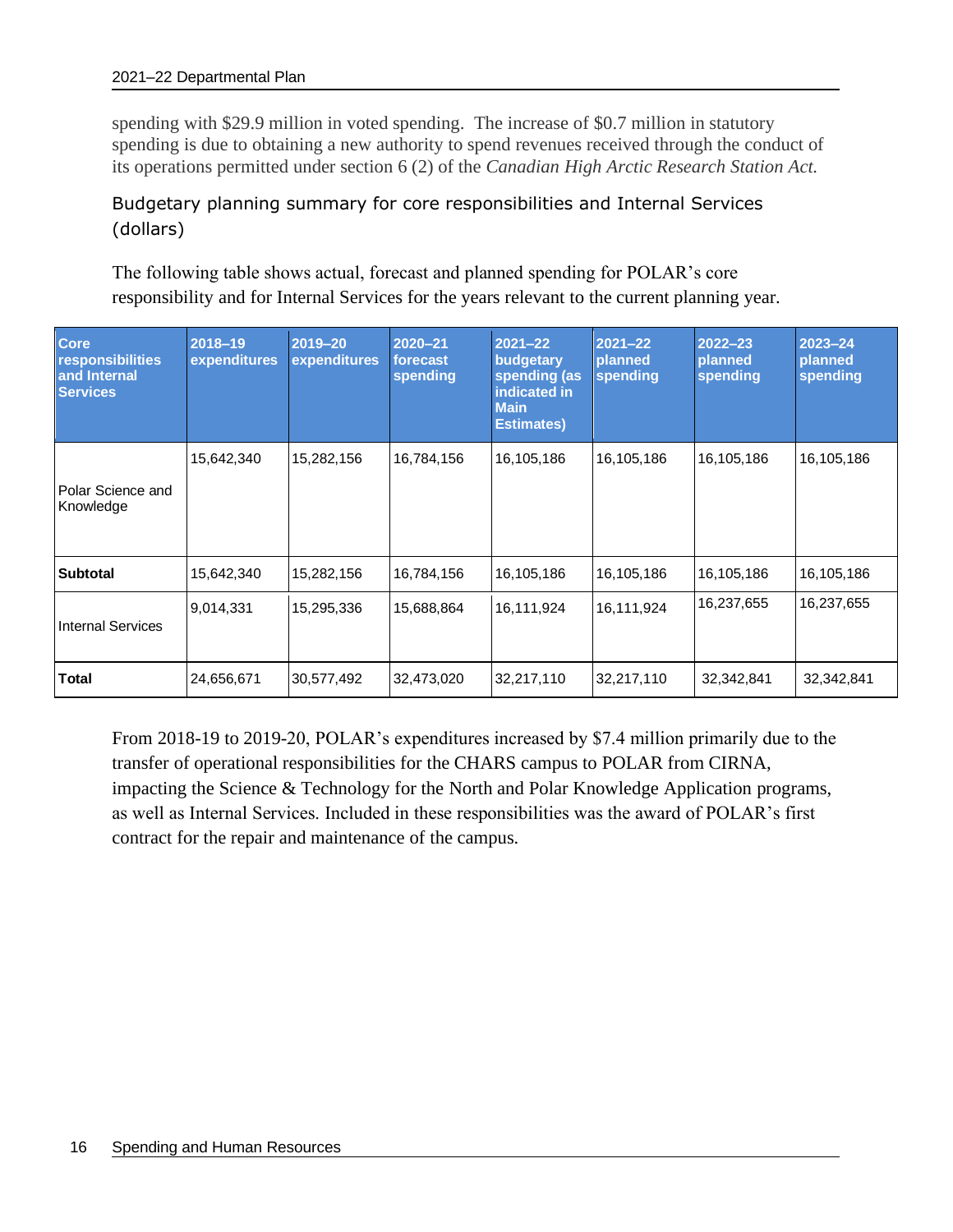spending with $29.9 million in voted spending. The increase of $0.7 million in statutory spending is due to obtaining a new authority to spend revenues received through the conduct of its operations permitted under section 6 (2) of the *Canadian High Arctic Research Station Act.*

### Budgetary planning summary for core responsibilities and Internal Services (dollars)

The following table shows actual, forecast and planned spending for POLAR's core responsibility and for Internal Services for the years relevant to the current planning year.

| Core responsibilities and Internal Services | 2018–19 expenditures | 2019–20 expenditures | 2020–21 forecast spending | 2021–22 budgetary spending (as indicated in Main Estimates) | 2021–22 planned spending | 2022–23 planned spending | 2023–24 planned spending |
|---|---|---|---|---|---|---|---|
| Polar Science and Knowledge | 15,642,340 | 15,282,156 | 16,784,156 | 16,105,186 | 16,105,186 | 16,105,186 | 16,105,186 |
| **Subtotal** | 15,642,340 | 15,282,156 | 16,784,156 | 16,105,186 | 16,105,186 | 16,105,186 | 16,105,186 |
| Internal Services | 9,014,331 | 15,295,336 | 15,688,864 | 16,111,924 | 16,111,924 | 16,237,655 | 16,237,655 |
| **Total** | 24,656,671 | 30,577,492 | 32,473,020 | 32,217,110 | 32,217,110 | 32,342,841 | 32,342,841 |

From 2018-19 to 2019-20, POLAR's expenditures increased by $7.4 million primarily due to the transfer of operational responsibilities for the CHARS campus to POLAR from CIRNA, impacting the Science & Technology for the North and Polar Knowledge Application programs, as well as Internal Services. Included in these responsibilities was the award of POLAR's first contract for the repair and maintenance of the campus.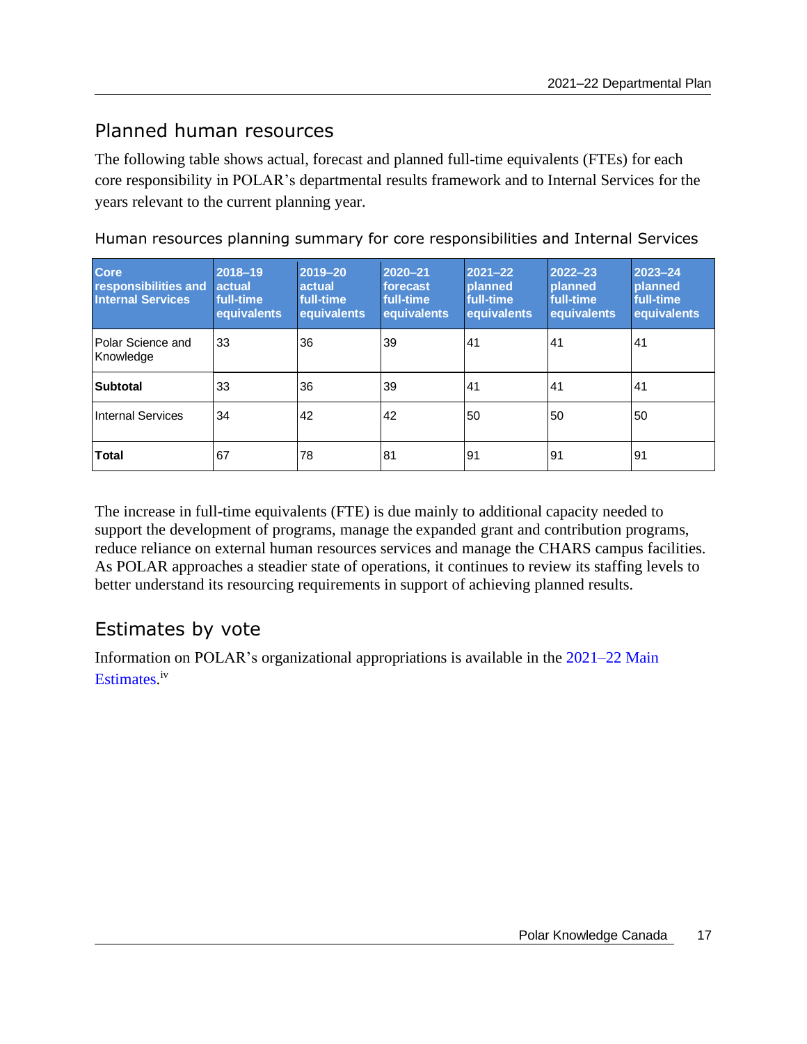## Planned human resources

The following table shows actual, forecast and planned full-time equivalents (FTEs) for each core responsibility in POLAR's departmental results framework and to Internal Services for the years relevant to the current planning year.

Human resources planning summary for core responsibilities and Internal Services

| Core responsibilities and Internal Services | 2018–19 actual full-time equivalents | 2019–20 actual full-time equivalents | 2020–21 forecast full-time equivalents | 2021–22 planned full-time equivalents | 2022–23 planned full-time equivalents | 2023–24 planned full-time equivalents |
|---|---|---|---|---|---|---|
| Polar Science and Knowledge | 33 | 36 | 39 | 41 | 41 | 41 |
| **Subtotal** | 33 | 36 | 39 | 41 | 41 | 41 |
| Internal Services | 34 | 42 | 42 | 50 | 50 | 50 |
| **Total** | 67 | 78 | 81 | 91 | 91 | 91 |

The increase in full-time equivalents (FTE) is due mainly to additional capacity needed to support the development of programs, manage the expanded grant and contribution programs, reduce reliance on external human resources services and manage the CHARS campus facilities. As POLAR approaches a steadier state of operations, it continues to review its staffing levels to better understand its resourcing requirements in support of achieving planned results.

## Estimates by vote

Information on POLAR's organizational appropriations is available in the 2021–22 Main Estimates.[iv]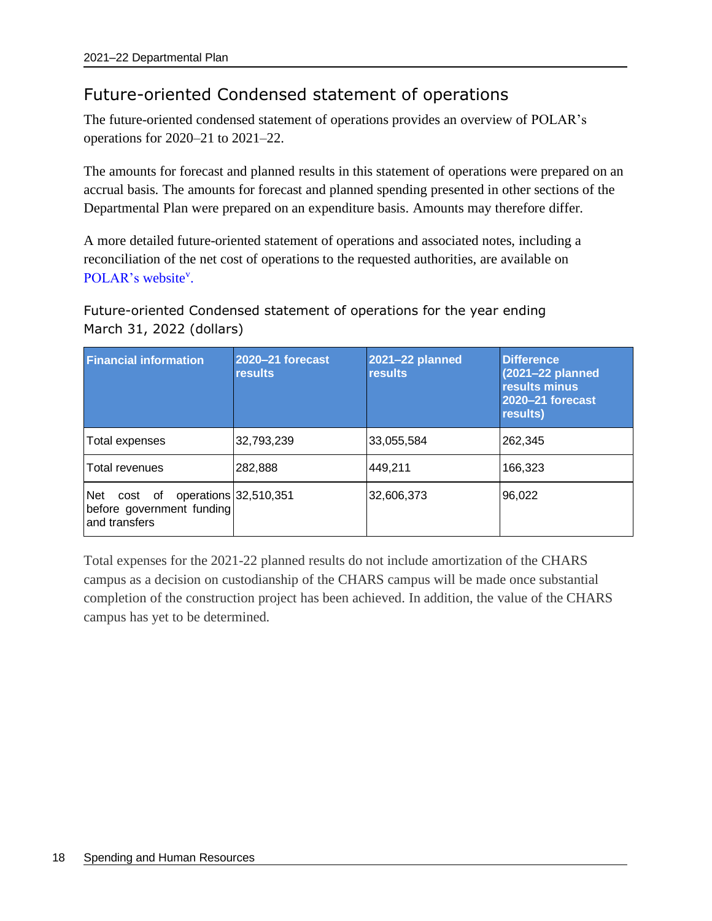## Future-oriented Condensed statement of operations

The future-oriented condensed statement of operations provides an overview of POLAR's operations for 2020–21 to 2021–22.

The amounts for forecast and planned results in this statement of operations were prepared on an accrual basis. The amounts for forecast and planned spending presented in other sections of the Departmental Plan were prepared on an expenditure basis. Amounts may therefore differ.

A more detailed future-oriented statement of operations and associated notes, including a reconciliation of the net cost of operations to the requested authorities, are available on POLAR's website[v].

### Future-oriented Condensed statement of operations for the year ending March 31, 2022 (dollars)

| Financial information | 2020–21 forecast results | 2021–22 planned results | Difference (2021–22 planned results minus 2020–21 forecast results) |
|---|---|---|---|
| Total expenses | 32,793,239 | 33,055,584 | 262,345 |
| Total revenues | 282,888 | 449,211 | 166,323 |
| Net cost of operations before government funding and transfers | 32,510,351 | 32,606,373 | 96,022 |

Total expenses for the 2021-22 planned results do not include amortization of the CHARS campus as a decision on custodianship of the CHARS campus will be made once substantial completion of the construction project has been achieved. In addition, the value of the CHARS campus has yet to be determined.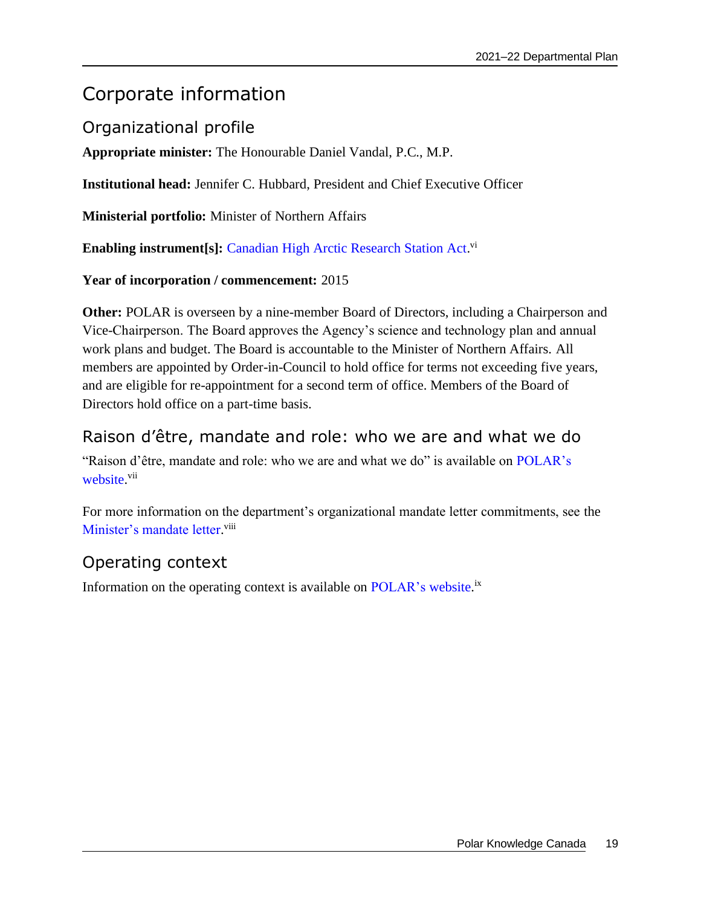# Corporate information

## Organizational profile

**Appropriate minister:** The Honourable Daniel Vandal, P.C., M.P.

**Institutional head:** Jennifer C. Hubbard, President and Chief Executive Officer

**Ministerial portfolio:** Minister of Northern Affairs

**Enabling instrument[s]:** Canadian High Arctic Research Station Act.[vi]

**Year of incorporation / commencement:** 2015

**Other:** POLAR is overseen by a nine-member Board of Directors, including a Chairperson and Vice-Chairperson. The Board approves the Agency's science and technology plan and annual work plans and budget. The Board is accountable to the Minister of Northern Affairs. All members are appointed by Order-in-Council to hold office for terms not exceeding five years, and are eligible for re-appointment for a second term of office. Members of the Board of Directors hold office on a part-time basis.

## Raison d'être, mandate and role: who we are and what we do

"Raison d'être, mandate and role: who we are and what we do" is available on POLAR's website.[vii]

For more information on the department's organizational mandate letter commitments, see the Minister's mandate letter.[viii]

## Operating context

Information on the operating context is available on POLAR's website.[ix]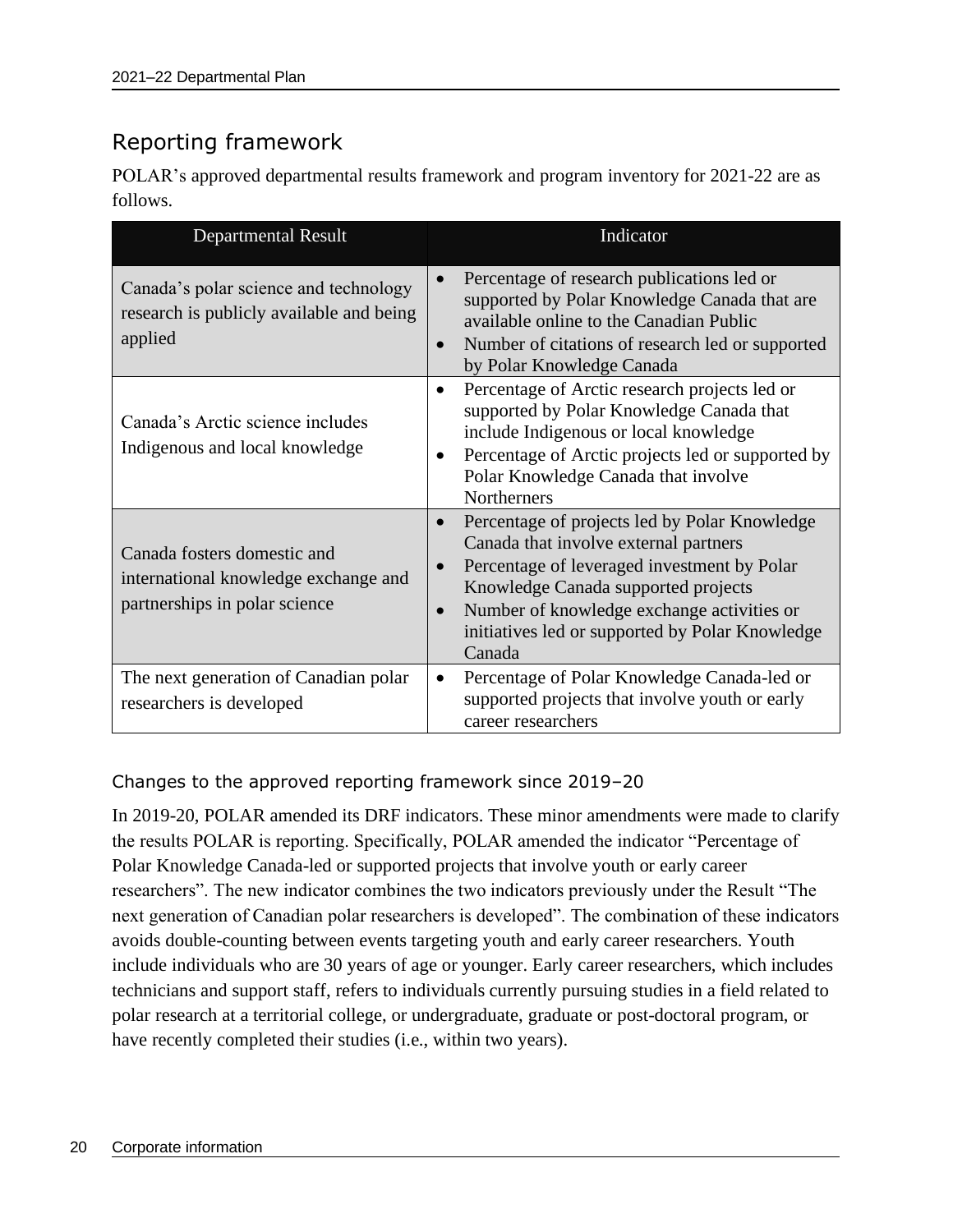## Reporting framework

POLAR's approved departmental results framework and program inventory for 2021-22 are as follows.

| Departmental Result | Indicator |
|---|---|
| Canada's polar science and technology research is publicly available and being applied | • Percentage of research publications led or supported by Polar Knowledge Canada that are available online to the Canadian Public<br>• Number of citations of research led or supported by Polar Knowledge Canada |
| Canada's Arctic science includes Indigenous and local knowledge | • Percentage of Arctic research projects led or supported by Polar Knowledge Canada that include Indigenous or local knowledge<br>• Percentage of Arctic projects led or supported by Polar Knowledge Canada that involve Northerners |
| Canada fosters domestic and international knowledge exchange and partnerships in polar science | • Percentage of projects led by Polar Knowledge Canada that involve external partners<br>• Percentage of leveraged investment by Polar Knowledge Canada supported projects<br>• Number of knowledge exchange activities or initiatives led or supported by Polar Knowledge Canada |
| The next generation of Canadian polar researchers is developed | • Percentage of Polar Knowledge Canada-led or supported projects that involve youth or early career researchers |

### Changes to the approved reporting framework since 2019–20

In 2019-20, POLAR amended its DRF indicators. These minor amendments were made to clarify the results POLAR is reporting. Specifically, POLAR amended the indicator "Percentage of Polar Knowledge Canada-led or supported projects that involve youth or early career researchers". The new indicator combines the two indicators previously under the Result "The next generation of Canadian polar researchers is developed". The combination of these indicators avoids double-counting between events targeting youth and early career researchers. Youth include individuals who are 30 years of age or younger. Early career researchers, which includes technicians and support staff, refers to individuals currently pursuing studies in a field related to polar research at a territorial college, or undergraduate, graduate or post-doctoral program, or have recently completed their studies (i.e., within two years).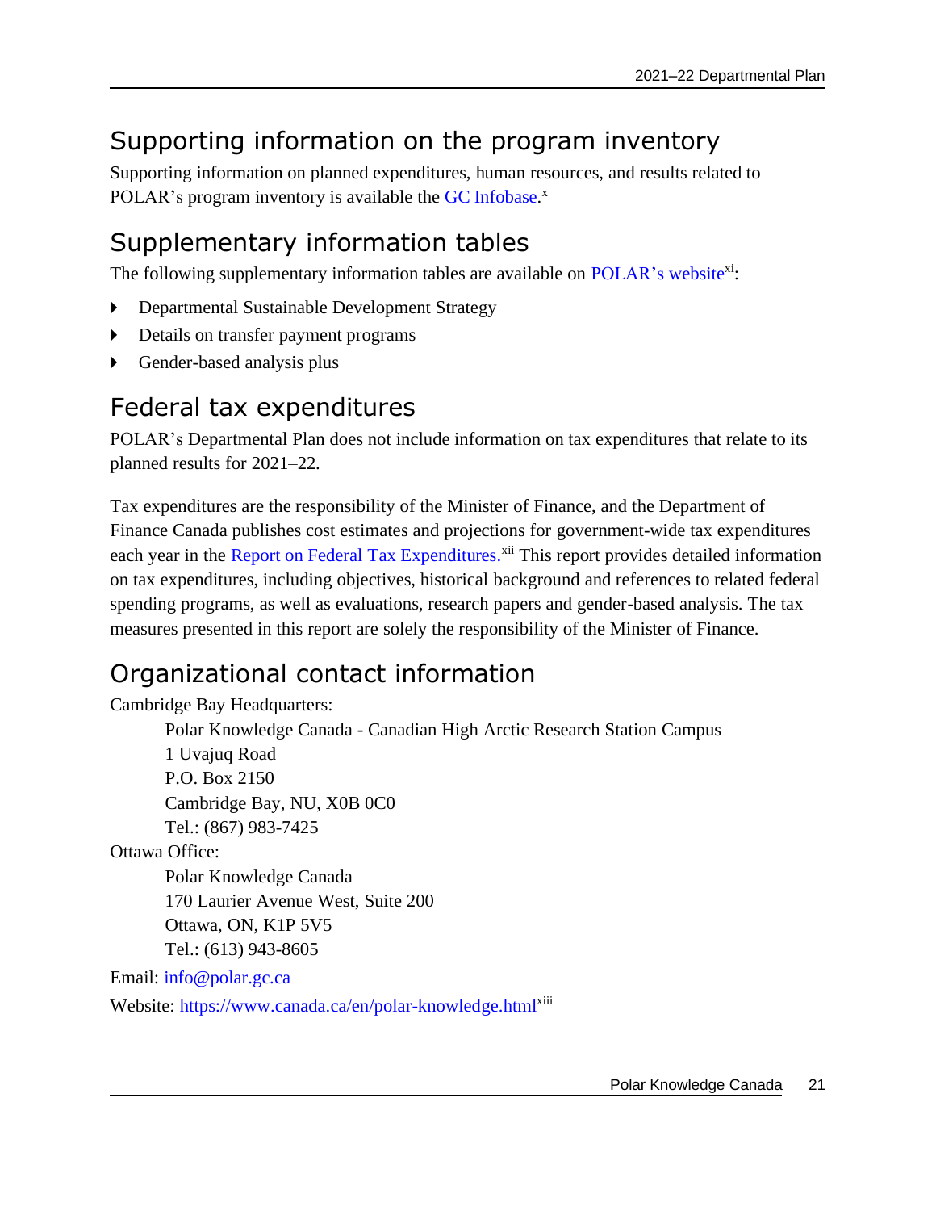## Supporting information on the program inventory

Supporting information on planned expenditures, human resources, and results related to POLAR's program inventory is available the GC Infobase.[x]

## Supplementary information tables

The following supplementary information tables are available on POLAR's website[xi]:

- Departmental Sustainable Development Strategy
- Details on transfer payment programs
- Gender-based analysis plus

## Federal tax expenditures

POLAR's Departmental Plan does not include information on tax expenditures that relate to its planned results for 2021–22.

Tax expenditures are the responsibility of the Minister of Finance, and the Department of Finance Canada publishes cost estimates and projections for government-wide tax expenditures each year in the Report on Federal Tax Expenditures.[xii] This report provides detailed information on tax expenditures, including objectives, historical background and references to related federal spending programs, as well as evaluations, research papers and gender-based analysis. The tax measures presented in this report are solely the responsibility of the Minister of Finance.

## Organizational contact information

Cambridge Bay Headquarters:

Polar Knowledge Canada - Canadian High Arctic Research Station Campus
1 Uvajuq Road
P.O. Box 2150
Cambridge Bay, NU, X0B 0C0
Tel.: (867) 983-7425

Ottawa Office:

Polar Knowledge Canada
170 Laurier Avenue West, Suite 200
Ottawa, ON, K1P 5V5
Tel.: (613) 943-8605

Email: info@polar.gc.ca

Website: https://www.canada.ca/en/polar-knowledge.html[xiii]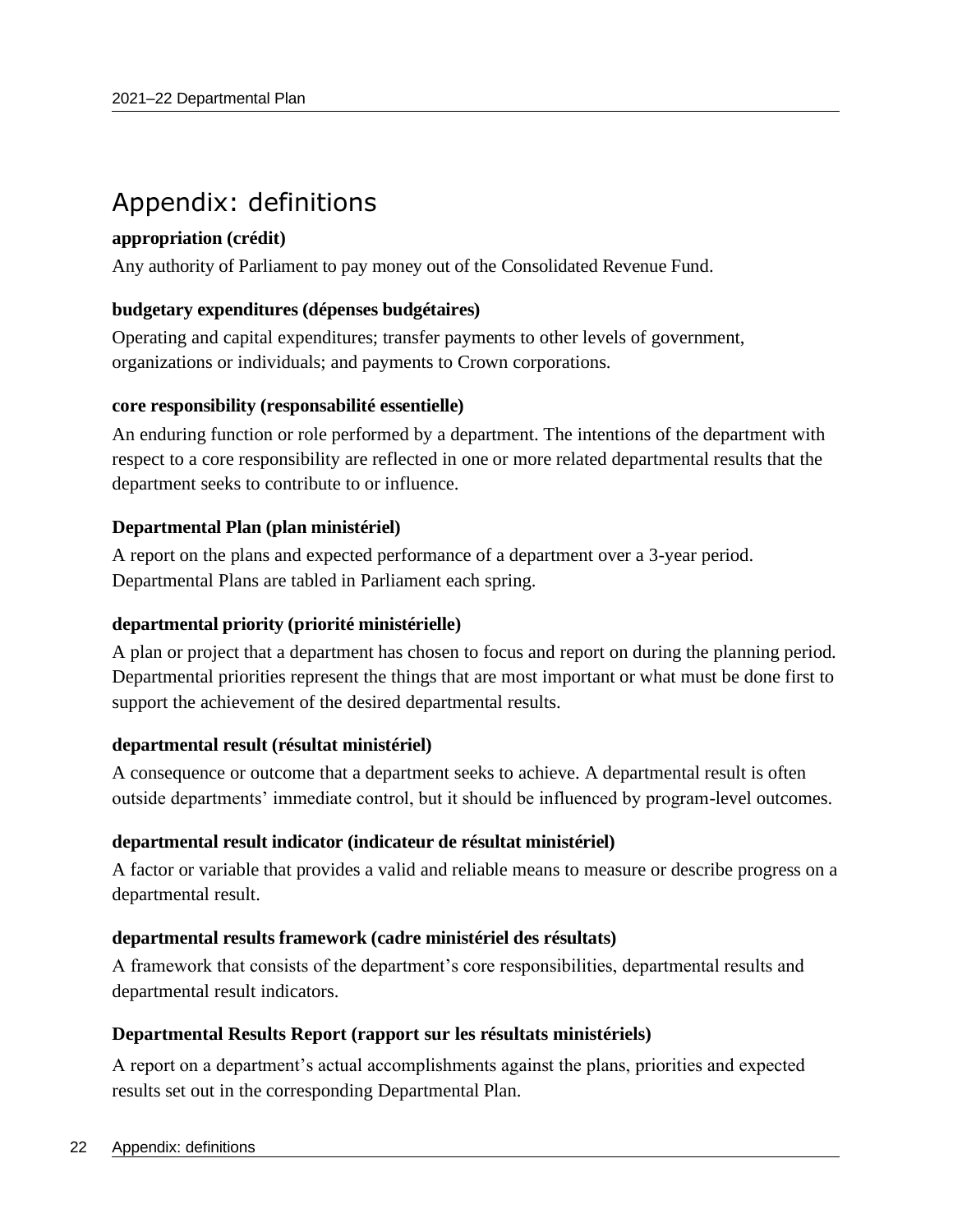# Appendix: definitions

**appropriation (crédit)**

Any authority of Parliament to pay money out of the Consolidated Revenue Fund.

**budgetary expenditures (dépenses budgétaires)**

Operating and capital expenditures; transfer payments to other levels of government, organizations or individuals; and payments to Crown corporations.

**core responsibility (responsabilité essentielle)**

An enduring function or role performed by a department. The intentions of the department with respect to a core responsibility are reflected in one or more related departmental results that the department seeks to contribute to or influence.

**Departmental Plan (plan ministériel)**

A report on the plans and expected performance of a department over a 3-year period. Departmental Plans are tabled in Parliament each spring.

**departmental priority (priorité ministérielle)**

A plan or project that a department has chosen to focus and report on during the planning period. Departmental priorities represent the things that are most important or what must be done first to support the achievement of the desired departmental results.

**departmental result (résultat ministériel)**

A consequence or outcome that a department seeks to achieve. A departmental result is often outside departments' immediate control, but it should be influenced by program-level outcomes.

**departmental result indicator (indicateur de résultat ministériel)**

A factor or variable that provides a valid and reliable means to measure or describe progress on a departmental result.

**departmental results framework (cadre ministériel des résultats)**

A framework that consists of the department's core responsibilities, departmental results and departmental result indicators.

**Departmental Results Report (rapport sur les résultats ministériels)**

A report on a department's actual accomplishments against the plans, priorities and expected results set out in the corresponding Departmental Plan.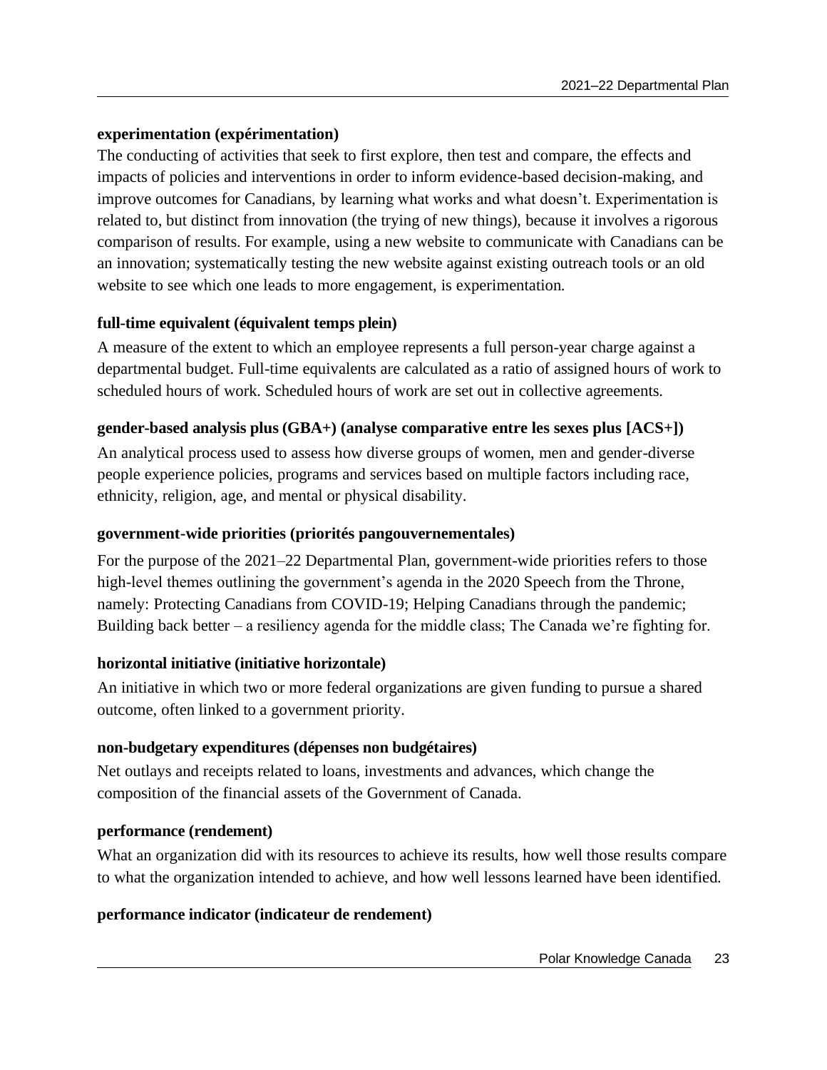**experimentation (expérimentation)**

The conducting of activities that seek to first explore, then test and compare, the effects and impacts of policies and interventions in order to inform evidence-based decision-making, and improve outcomes for Canadians, by learning what works and what doesn't. Experimentation is related to, but distinct from innovation (the trying of new things), because it involves a rigorous comparison of results. For example, using a new website to communicate with Canadians can be an innovation; systematically testing the new website against existing outreach tools or an old website to see which one leads to more engagement, is experimentation.

**full-time equivalent (équivalent temps plein)**

A measure of the extent to which an employee represents a full person-year charge against a departmental budget. Full-time equivalents are calculated as a ratio of assigned hours of work to scheduled hours of work. Scheduled hours of work are set out in collective agreements.

**gender-based analysis plus (GBA+) (analyse comparative entre les sexes plus [ACS+])**

An analytical process used to assess how diverse groups of women, men and gender-diverse people experience policies, programs and services based on multiple factors including race, ethnicity, religion, age, and mental or physical disability.

**government-wide priorities (priorités pangouvernementales)**

For the purpose of the 2021–22 Departmental Plan, government-wide priorities refers to those high-level themes outlining the government's agenda in the 2020 Speech from the Throne, namely: Protecting Canadians from COVID-19; Helping Canadians through the pandemic; Building back better – a resiliency agenda for the middle class; The Canada we're fighting for.

**horizontal initiative (initiative horizontale)**

An initiative in which two or more federal organizations are given funding to pursue a shared outcome, often linked to a government priority.

**non-budgetary expenditures (dépenses non budgétaires)**

Net outlays and receipts related to loans, investments and advances, which change the composition of the financial assets of the Government of Canada.

**performance (rendement)**

What an organization did with its resources to achieve its results, how well those results compare to what the organization intended to achieve, and how well lessons learned have been identified.

**performance indicator (indicateur de rendement)**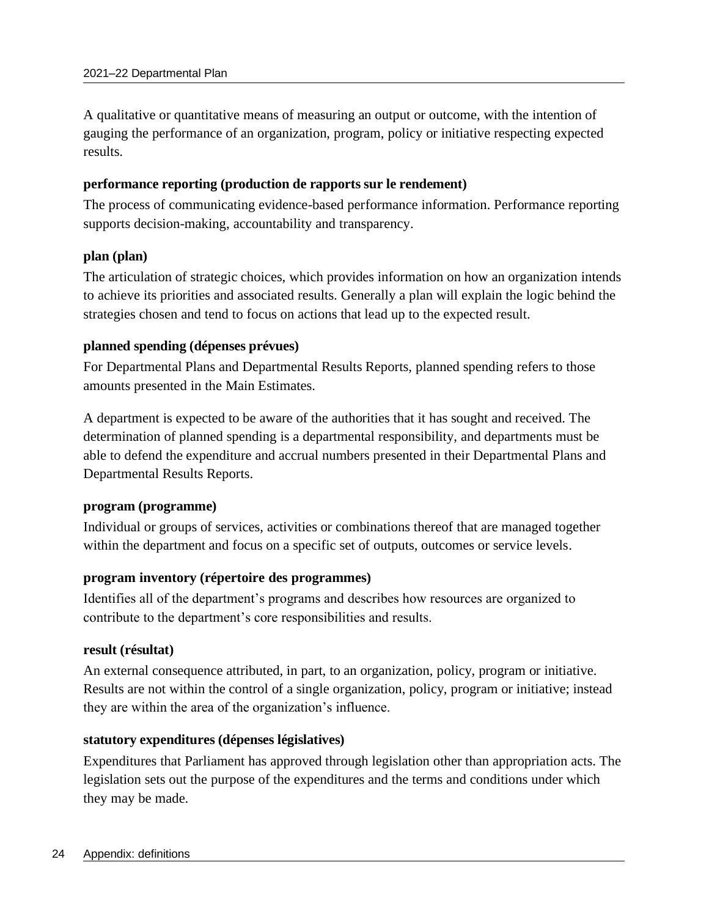A qualitative or quantitative means of measuring an output or outcome, with the intention of gauging the performance of an organization, program, policy or initiative respecting expected results.

**performance reporting (production de rapports sur le rendement)**

The process of communicating evidence-based performance information. Performance reporting supports decision-making, accountability and transparency.

**plan (plan)**

The articulation of strategic choices, which provides information on how an organization intends to achieve its priorities and associated results. Generally a plan will explain the logic behind the strategies chosen and tend to focus on actions that lead up to the expected result.

**planned spending (dépenses prévues)**

For Departmental Plans and Departmental Results Reports, planned spending refers to those amounts presented in the Main Estimates.

A department is expected to be aware of the authorities that it has sought and received. The determination of planned spending is a departmental responsibility, and departments must be able to defend the expenditure and accrual numbers presented in their Departmental Plans and Departmental Results Reports.

**program (programme)**

Individual or groups of services, activities or combinations thereof that are managed together within the department and focus on a specific set of outputs, outcomes or service levels.

**program inventory (répertoire des programmes)**

Identifies all of the department's programs and describes how resources are organized to contribute to the department's core responsibilities and results.

**result (résultat)**

An external consequence attributed, in part, to an organization, policy, program or initiative. Results are not within the control of a single organization, policy, program or initiative; instead they are within the area of the organization's influence.

**statutory expenditures (dépenses législatives)**

Expenditures that Parliament has approved through legislation other than appropriation acts. The legislation sets out the purpose of the expenditures and the terms and conditions under which they may be made.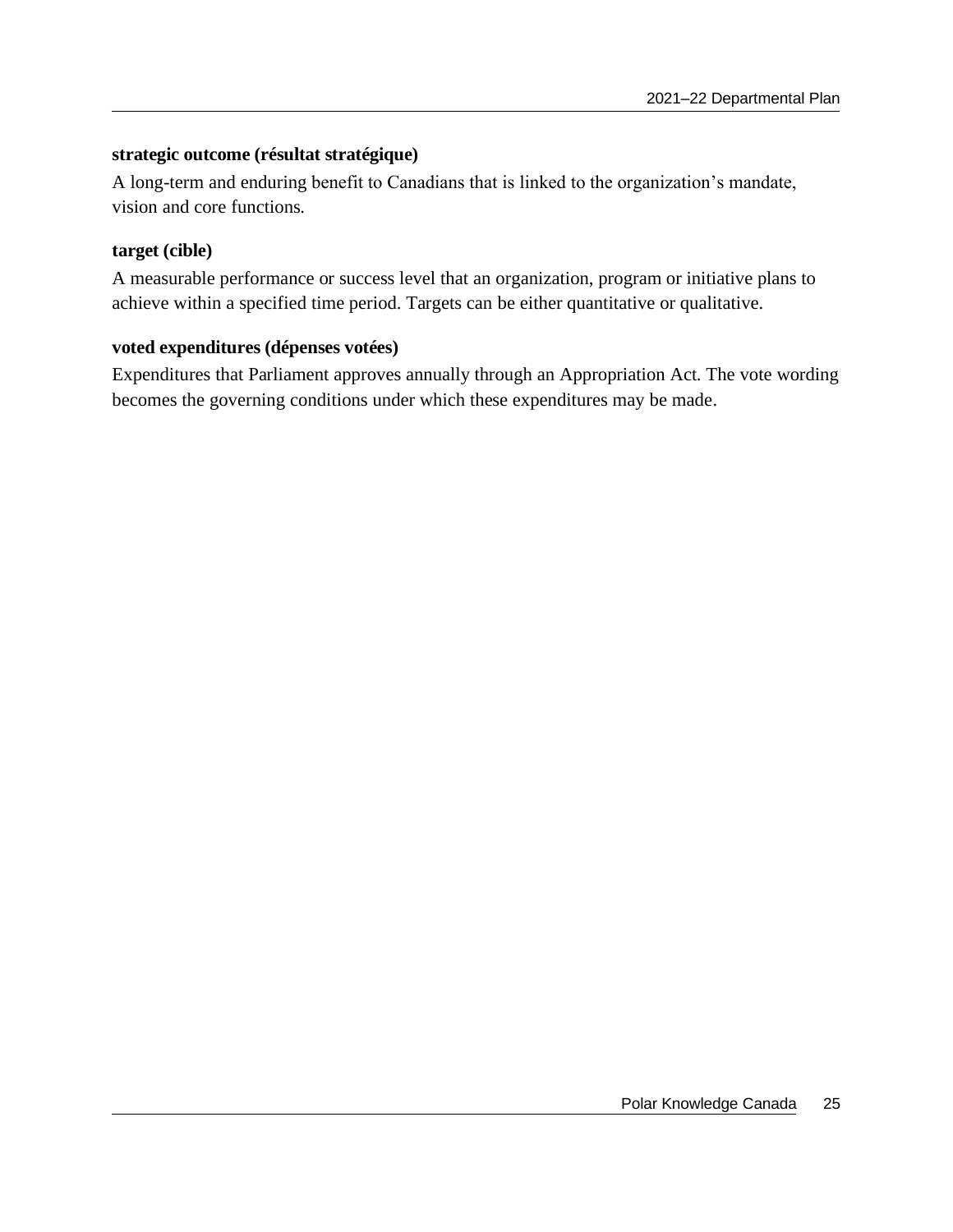**strategic outcome (résultat stratégique)**

A long-term and enduring benefit to Canadians that is linked to the organization's mandate, vision and core functions.

**target (cible)**

A measurable performance or success level that an organization, program or initiative plans to achieve within a specified time period. Targets can be either quantitative or qualitative.

**voted expenditures (dépenses votées)**

Expenditures that Parliament approves annually through an Appropriation Act. The vote wording becomes the governing conditions under which these expenditures may be made.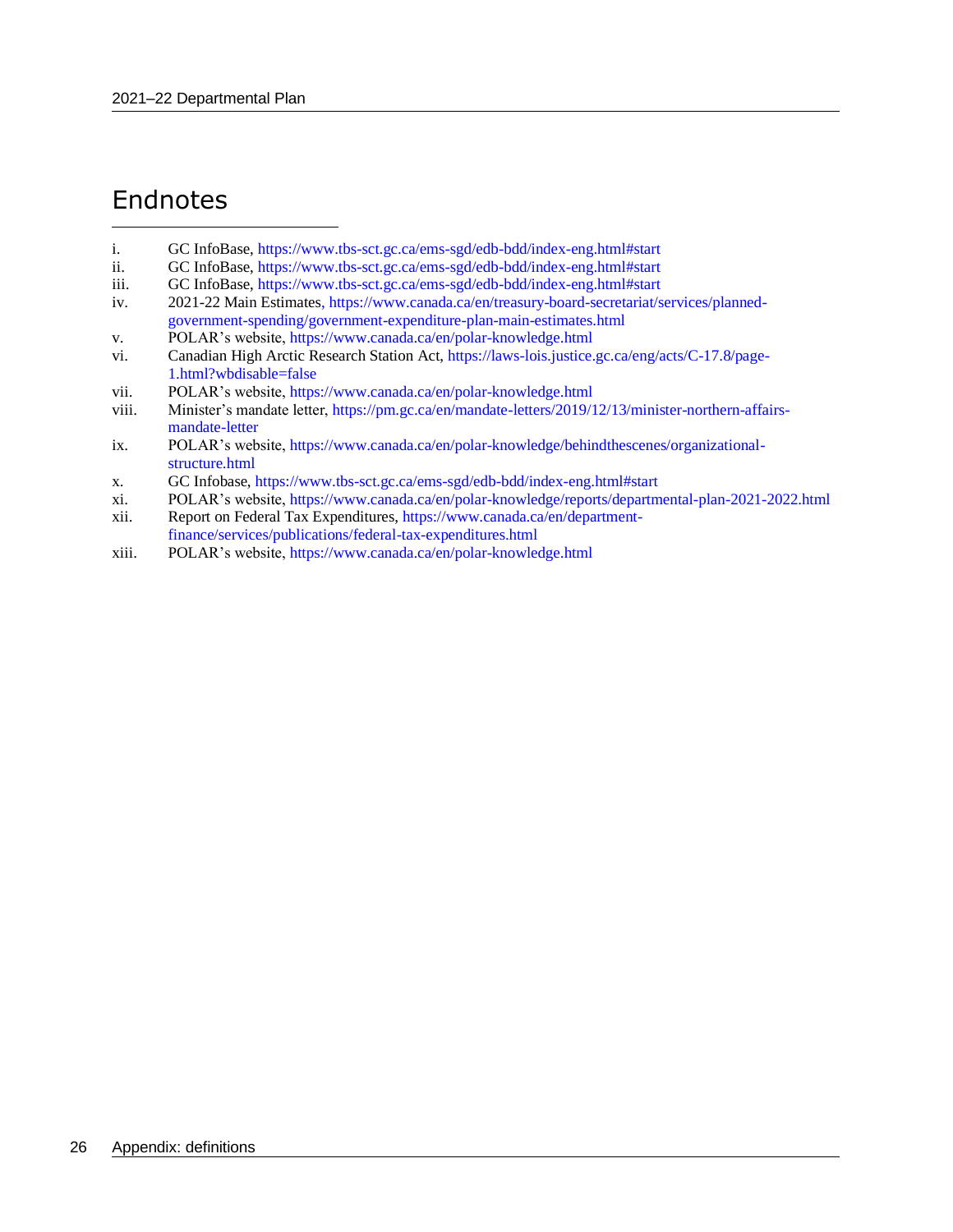# Endnotes

i. GC InfoBase, https://www.tbs-sct.gc.ca/ems-sgd/edb-bdd/index-eng.html#start
ii. GC InfoBase, https://www.tbs-sct.gc.ca/ems-sgd/edb-bdd/index-eng.html#start
iii. GC InfoBase, https://www.tbs-sct.gc.ca/ems-sgd/edb-bdd/index-eng.html#start
iv. 2021-22 Main Estimates, https://www.canada.ca/en/treasury-board-secretariat/services/planned-government-spending/government-expenditure-plan-main-estimates.html
v. POLAR's website, https://www.canada.ca/en/polar-knowledge.html
vi. Canadian High Arctic Research Station Act, https://laws-lois.justice.gc.ca/eng/acts/C-17.8/page-1.html?wbdisable=false
vii. POLAR's website, https://www.canada.ca/en/polar-knowledge.html
viii. Minister's mandate letter, https://pm.gc.ca/en/mandate-letters/2019/12/13/minister-northern-affairs-mandate-letter
ix. POLAR's website, https://www.canada.ca/en/polar-knowledge/behindthescenes/organizational-structure.html
x. GC Infobase, https://www.tbs-sct.gc.ca/ems-sgd/edb-bdd/index-eng.html#start
xi. POLAR's website, https://www.canada.ca/en/polar-knowledge/reports/departmental-plan-2021-2022.html
xii. Report on Federal Tax Expenditures, https://www.canada.ca/en/department-finance/services/publications/federal-tax-expenditures.html
xiii. POLAR's website, https://www.canada.ca/en/polar-knowledge.html